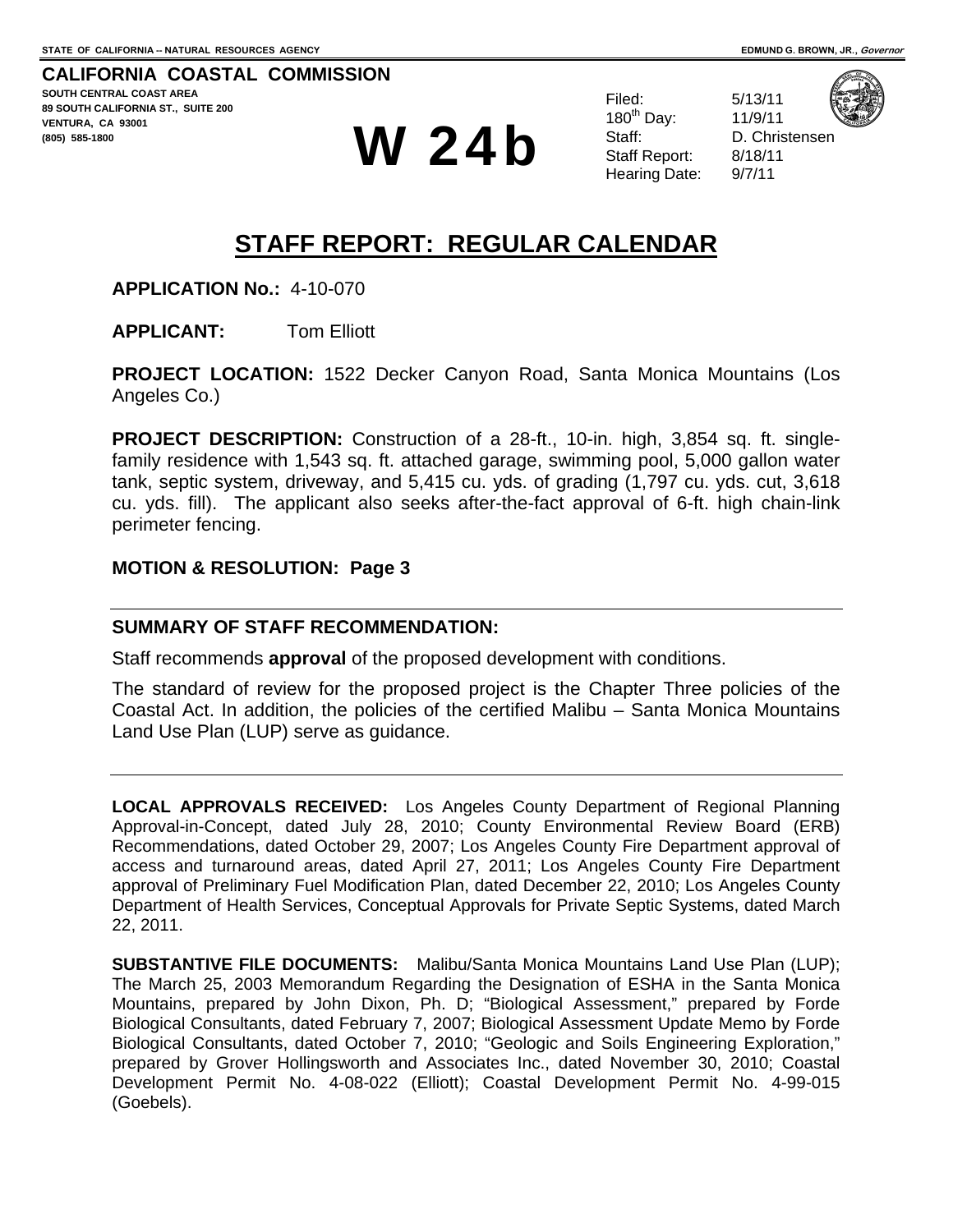STATE OF CALIFORNIA -- NATURAL RESOURCES AGENCY

EDMUND G. BROWN, JR., *Governor*

**CALIFORNIA COASTAL COMMISSION**
**SOUTH CENTRAL COAST AREA**
**89 SOUTH CALIFORNIA ST., SUITE 200**
**VENTURA, CA 93001**
**(805) 585-1800**

# W 24b

Filed: 5/13/11
180th Day: 11/9/11
Staff: D. Christensen
Staff Report: 8/18/11
Hearing Date: 9/7/11

## STAFF REPORT: REGULAR CALENDAR

**APPLICATION No.:** 4-10-070

**APPLICANT:** Tom Elliott

**PROJECT LOCATION:** 1522 Decker Canyon Road, Santa Monica Mountains (Los Angeles Co.)

**PROJECT DESCRIPTION:** Construction of a 28-ft., 10-in. high, 3,854 sq. ft. single-family residence with 1,543 sq. ft. attached garage, swimming pool, 5,000 gallon water tank, septic system, driveway, and 5,415 cu. yds. of grading (1,797 cu. yds. cut, 3,618 cu. yds. fill). The applicant also seeks after-the-fact approval of 6-ft. high chain-link perimeter fencing.

**MOTION & RESOLUTION: Page 3**

---

**SUMMARY OF STAFF RECOMMENDATION:**

Staff recommends **approval** of the proposed development with conditions.

The standard of review for the proposed project is the Chapter Three policies of the Coastal Act. In addition, the policies of the certified Malibu – Santa Monica Mountains Land Use Plan (LUP) serve as guidance.

---

**LOCAL APPROVALS RECEIVED:** Los Angeles County Department of Regional Planning Approval-in-Concept, dated July 28, 2010; County Environmental Review Board (ERB) Recommendations, dated October 29, 2007; Los Angeles County Fire Department approval of access and turnaround areas, dated April 27, 2011; Los Angeles County Fire Department approval of Preliminary Fuel Modification Plan, dated December 22, 2010; Los Angeles County Department of Health Services, Conceptual Approvals for Private Septic Systems, dated March 22, 2011.

**SUBSTANTIVE FILE DOCUMENTS:** Malibu/Santa Monica Mountains Land Use Plan (LUP); The March 25, 2003 Memorandum Regarding the Designation of ESHA in the Santa Monica Mountains, prepared by John Dixon, Ph. D; "Biological Assessment," prepared by Forde Biological Consultants, dated February 7, 2007; Biological Assessment Update Memo by Forde Biological Consultants, dated October 7, 2010; "Geologic and Soils Engineering Exploration," prepared by Grover Hollingsworth and Associates Inc., dated November 30, 2010; Coastal Development Permit No. 4-08-022 (Elliott); Coastal Development Permit No. 4-99-015 (Goebels).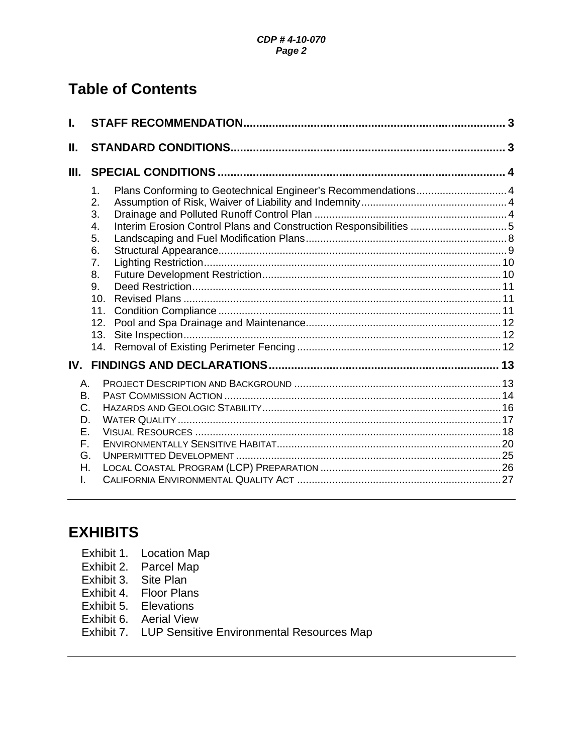# Table of Contents

**I. STAFF RECOMMENDATION.................................................................................. 3**

**II. STANDARD CONDITIONS...................................................................................... 3**

**III. SPECIAL CONDITIONS.......................................................................................... 4**

1. Plans Conforming to Geotechnical Engineer's Recommendations............................... 4
2. Assumption of Risk, Waiver of Liability and Indemnity................................................. 4
3. Drainage and Polluted Runoff Control Plan ................................................................. 4
4. Interim Erosion Control Plans and Construction Responsibilities ................................. 5
5. Landscaping and Fuel Modification Plans.................................................................... 8
6. Structural Appearance.................................................................................................. 9
7. Lighting Restriction...................................................................................................... 10
8. Future Development Restriction.................................................................................. 10
9. Deed Restriction.......................................................................................................... 11
10. Revised Plans ............................................................................................................ 11
11. Condition Compliance ................................................................................................ 11
12. Pool and Spa Drainage and Maintenance................................................................... 12
13. Site Inspection............................................................................................................ 12
14. Removal of Existing Perimeter Fencing ...................................................................... 12

**IV. FINDINGS AND DECLARATIONS....................................................................... 13**

A. PROJECT DESCRIPTION AND BACKGROUND ....................................................................... 13
B. PAST COMMISSION ACTION .............................................................................................. 14
C. HAZARDS AND GEOLOGIC STABILITY................................................................................. 16
D. WATER QUALITY .............................................................................................................. 17
E. VISUAL RESOURCES ......................................................................................................... 18
F. ENVIRONMENTALLY SENSITIVE HABITAT............................................................................ 20
G. UNPERMITTED DEVELOPMENT .......................................................................................... 25
H. LOCAL COASTAL PROGRAM (LCP) PREPARATION .............................................................. 26
I. CALIFORNIA ENVIRONMENTAL QUALITY ACT ..................................................................... 27

---

# EXHIBITS

Exhibit 1. Location Map
Exhibit 2. Parcel Map
Exhibit 3. Site Plan
Exhibit 4. Floor Plans
Exhibit 5. Elevations
Exhibit 6. Aerial View
Exhibit 7. LUP Sensitive Environmental Resources Map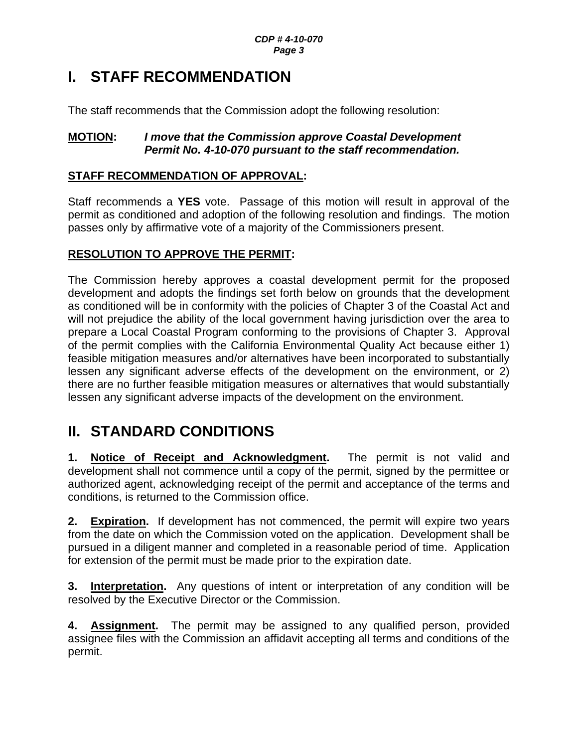# I. STAFF RECOMMENDATION

The staff recommends that the Commission adopt the following resolution:

**MOTION:** ***I move that the Commission approve Coastal Development Permit No. 4-10-070 pursuant to the staff recommendation.***

**STAFF RECOMMENDATION OF APPROVAL:**

Staff recommends a **YES** vote. Passage of this motion will result in approval of the permit as conditioned and adoption of the following resolution and findings. The motion passes only by affirmative vote of a majority of the Commissioners present.

**RESOLUTION TO APPROVE THE PERMIT:**

The Commission hereby approves a coastal development permit for the proposed development and adopts the findings set forth below on grounds that the development as conditioned will be in conformity with the policies of Chapter 3 of the Coastal Act and will not prejudice the ability of the local government having jurisdiction over the area to prepare a Local Coastal Program conforming to the provisions of Chapter 3. Approval of the permit complies with the California Environmental Quality Act because either 1) feasible mitigation measures and/or alternatives have been incorporated to substantially lessen any significant adverse effects of the development on the environment, or 2) there are no further feasible mitigation measures or alternatives that would substantially lessen any significant adverse impacts of the development on the environment.

# II. STANDARD CONDITIONS

**1. Notice of Receipt and Acknowledgment.** The permit is not valid and development shall not commence until a copy of the permit, signed by the permittee or authorized agent, acknowledging receipt of the permit and acceptance of the terms and conditions, is returned to the Commission office.

**2. Expiration.** If development has not commenced, the permit will expire two years from the date on which the Commission voted on the application. Development shall be pursued in a diligent manner and completed in a reasonable period of time. Application for extension of the permit must be made prior to the expiration date.

**3. Interpretation.** Any questions of intent or interpretation of any condition will be resolved by the Executive Director or the Commission.

**4. Assignment.** The permit may be assigned to any qualified person, provided assignee files with the Commission an affidavit accepting all terms and conditions of the permit.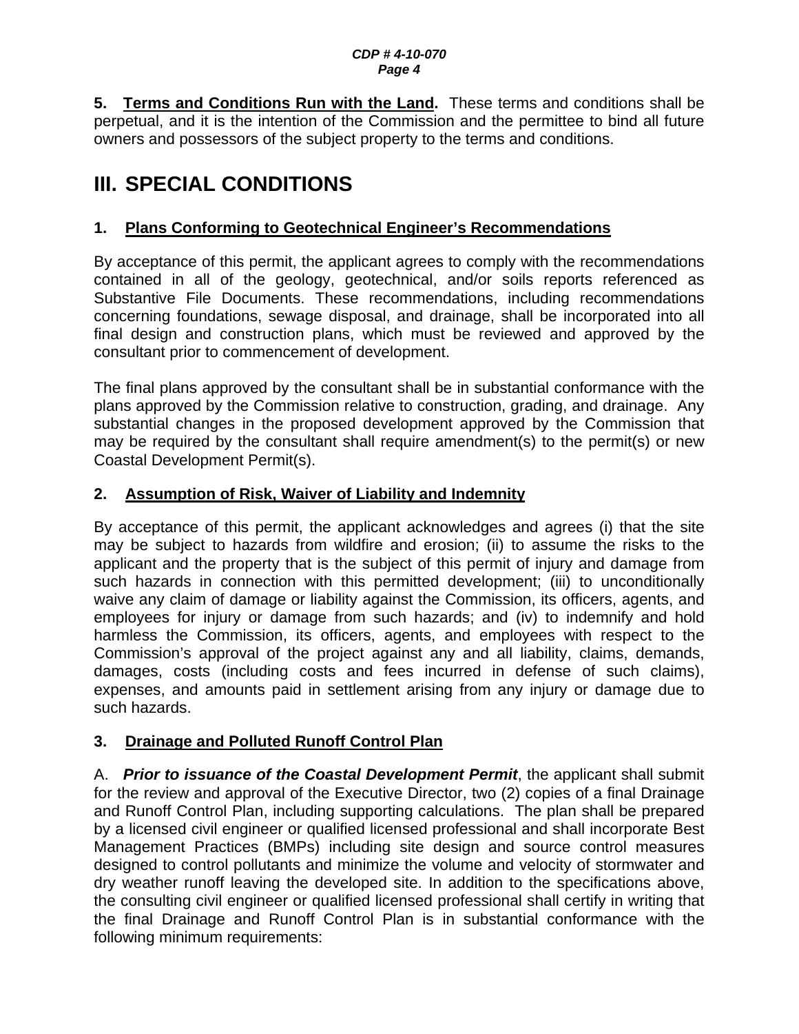**5. Terms and Conditions Run with the Land.** These terms and conditions shall be perpetual, and it is the intention of the Commission and the permittee to bind all future owners and possessors of the subject property to the terms and conditions.

# III. SPECIAL CONDITIONS

### 1. Plans Conforming to Geotechnical Engineer's Recommendations

By acceptance of this permit, the applicant agrees to comply with the recommendations contained in all of the geology, geotechnical, and/or soils reports referenced as Substantive File Documents. These recommendations, including recommendations concerning foundations, sewage disposal, and drainage, shall be incorporated into all final design and construction plans, which must be reviewed and approved by the consultant prior to commencement of development.

The final plans approved by the consultant shall be in substantial conformance with the plans approved by the Commission relative to construction, grading, and drainage. Any substantial changes in the proposed development approved by the Commission that may be required by the consultant shall require amendment(s) to the permit(s) or new Coastal Development Permit(s).

### 2. Assumption of Risk, Waiver of Liability and Indemnity

By acceptance of this permit, the applicant acknowledges and agrees (i) that the site may be subject to hazards from wildfire and erosion; (ii) to assume the risks to the applicant and the property that is the subject of this permit of injury and damage from such hazards in connection with this permitted development; (iii) to unconditionally waive any claim of damage or liability against the Commission, its officers, agents, and employees for injury or damage from such hazards; and (iv) to indemnify and hold harmless the Commission, its officers, agents, and employees with respect to the Commission's approval of the project against any and all liability, claims, demands, damages, costs (including costs and fees incurred in defense of such claims), expenses, and amounts paid in settlement arising from any injury or damage due to such hazards.

### 3. Drainage and Polluted Runoff Control Plan

A. ***Prior to issuance of the Coastal Development Permit***, the applicant shall submit for the review and approval of the Executive Director, two (2) copies of a final Drainage and Runoff Control Plan, including supporting calculations. The plan shall be prepared by a licensed civil engineer or qualified licensed professional and shall incorporate Best Management Practices (BMPs) including site design and source control measures designed to control pollutants and minimize the volume and velocity of stormwater and dry weather runoff leaving the developed site. In addition to the specifications above, the consulting civil engineer or qualified licensed professional shall certify in writing that the final Drainage and Runoff Control Plan is in substantial conformance with the following minimum requirements: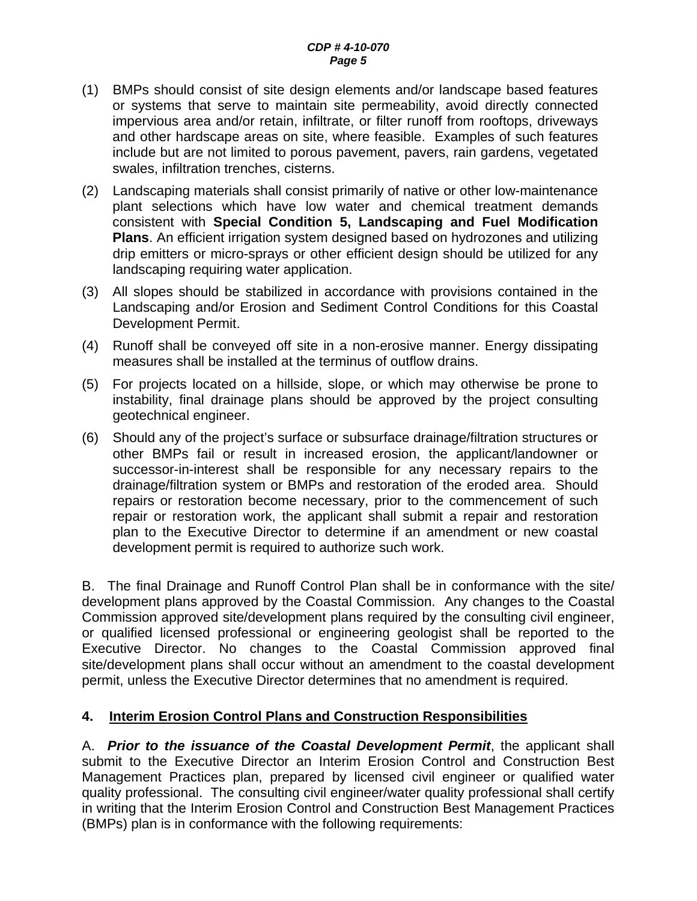(1) BMPs should consist of site design elements and/or landscape based features or systems that serve to maintain site permeability, avoid directly connected impervious area and/or retain, infiltrate, or filter runoff from rooftops, driveways and other hardscape areas on site, where feasible. Examples of such features include but are not limited to porous pavement, pavers, rain gardens, vegetated swales, infiltration trenches, cisterns.

(2) Landscaping materials shall consist primarily of native or other low-maintenance plant selections which have low water and chemical treatment demands consistent with **Special Condition 5, Landscaping and Fuel Modification Plans**. An efficient irrigation system designed based on hydrozones and utilizing drip emitters or micro-sprays or other efficient design should be utilized for any landscaping requiring water application.

(3) All slopes should be stabilized in accordance with provisions contained in the Landscaping and/or Erosion and Sediment Control Conditions for this Coastal Development Permit.

(4) Runoff shall be conveyed off site in a non-erosive manner. Energy dissipating measures shall be installed at the terminus of outflow drains.

(5) For projects located on a hillside, slope, or which may otherwise be prone to instability, final drainage plans should be approved by the project consulting geotechnical engineer.

(6) Should any of the project's surface or subsurface drainage/filtration structures or other BMPs fail or result in increased erosion, the applicant/landowner or successor-in-interest shall be responsible for any necessary repairs to the drainage/filtration system or BMPs and restoration of the eroded area. Should repairs or restoration become necessary, prior to the commencement of such repair or restoration work, the applicant shall submit a repair and restoration plan to the Executive Director to determine if an amendment or new coastal development permit is required to authorize such work.

B. The final Drainage and Runoff Control Plan shall be in conformance with the site/ development plans approved by the Coastal Commission. Any changes to the Coastal Commission approved site/development plans required by the consulting civil engineer, or qualified licensed professional or engineering geologist shall be reported to the Executive Director. No changes to the Coastal Commission approved final site/development plans shall occur without an amendment to the coastal development permit, unless the Executive Director determines that no amendment is required.

## 4. Interim Erosion Control Plans and Construction Responsibilities

A. ***Prior to the issuance of the Coastal Development Permit***, the applicant shall submit to the Executive Director an Interim Erosion Control and Construction Best Management Practices plan, prepared by licensed civil engineer or qualified water quality professional. The consulting civil engineer/water quality professional shall certify in writing that the Interim Erosion Control and Construction Best Management Practices (BMPs) plan is in conformance with the following requirements: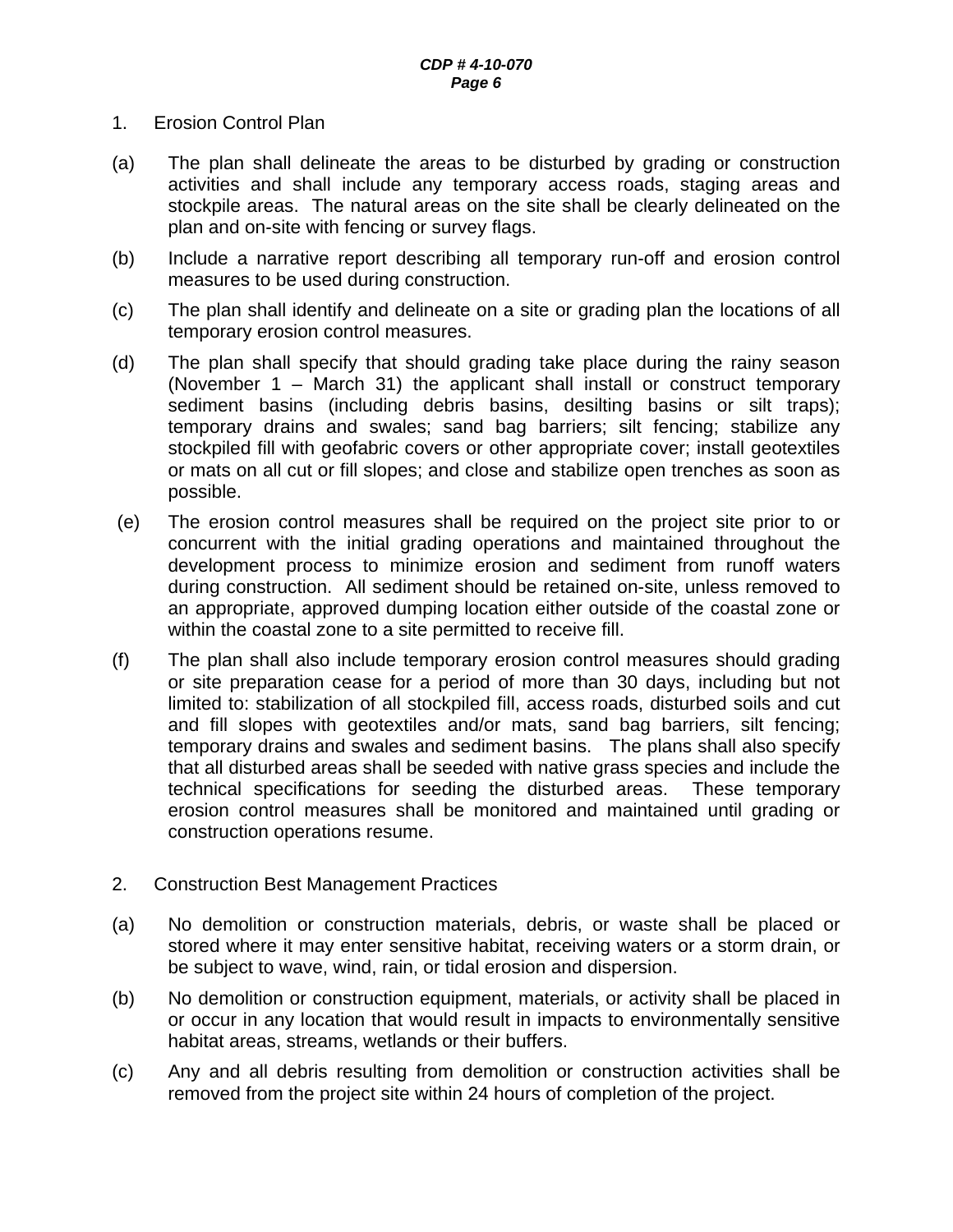1. Erosion Control Plan

(a) The plan shall delineate the areas to be disturbed by grading or construction activities and shall include any temporary access roads, staging areas and stockpile areas. The natural areas on the site shall be clearly delineated on the plan and on-site with fencing or survey flags.

(b) Include a narrative report describing all temporary run-off and erosion control measures to be used during construction.

(c) The plan shall identify and delineate on a site or grading plan the locations of all temporary erosion control measures.

(d) The plan shall specify that should grading take place during the rainy season (November 1 – March 31) the applicant shall install or construct temporary sediment basins (including debris basins, desilting basins or silt traps); temporary drains and swales; sand bag barriers; silt fencing; stabilize any stockpiled fill with geofabric covers or other appropriate cover; install geotextiles or mats on all cut or fill slopes; and close and stabilize open trenches as soon as possible.

(e) The erosion control measures shall be required on the project site prior to or concurrent with the initial grading operations and maintained throughout the development process to minimize erosion and sediment from runoff waters during construction. All sediment should be retained on-site, unless removed to an appropriate, approved dumping location either outside of the coastal zone or within the coastal zone to a site permitted to receive fill.

(f) The plan shall also include temporary erosion control measures should grading or site preparation cease for a period of more than 30 days, including but not limited to: stabilization of all stockpiled fill, access roads, disturbed soils and cut and fill slopes with geotextiles and/or mats, sand bag barriers, silt fencing; temporary drains and swales and sediment basins. The plans shall also specify that all disturbed areas shall be seeded with native grass species and include the technical specifications for seeding the disturbed areas. These temporary erosion control measures shall be monitored and maintained until grading or construction operations resume.

2. Construction Best Management Practices

(a) No demolition or construction materials, debris, or waste shall be placed or stored where it may enter sensitive habitat, receiving waters or a storm drain, or be subject to wave, wind, rain, or tidal erosion and dispersion.

(b) No demolition or construction equipment, materials, or activity shall be placed in or occur in any location that would result in impacts to environmentally sensitive habitat areas, streams, wetlands or their buffers.

(c) Any and all debris resulting from demolition or construction activities shall be removed from the project site within 24 hours of completion of the project.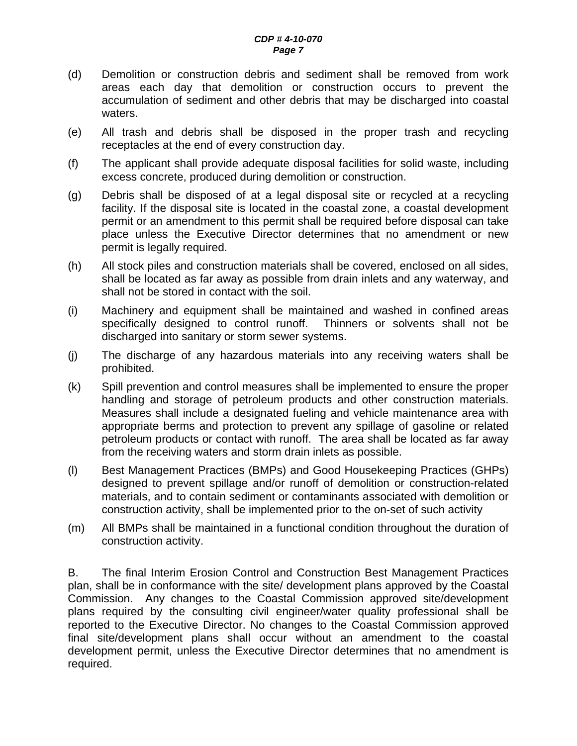(d) Demolition or construction debris and sediment shall be removed from work areas each day that demolition or construction occurs to prevent the accumulation of sediment and other debris that may be discharged into coastal waters.

(e) All trash and debris shall be disposed in the proper trash and recycling receptacles at the end of every construction day.

(f) The applicant shall provide adequate disposal facilities for solid waste, including excess concrete, produced during demolition or construction.

(g) Debris shall be disposed of at a legal disposal site or recycled at a recycling facility. If the disposal site is located in the coastal zone, a coastal development permit or an amendment to this permit shall be required before disposal can take place unless the Executive Director determines that no amendment or new permit is legally required.

(h) All stock piles and construction materials shall be covered, enclosed on all sides, shall be located as far away as possible from drain inlets and any waterway, and shall not be stored in contact with the soil.

(i) Machinery and equipment shall be maintained and washed in confined areas specifically designed to control runoff. Thinners or solvents shall not be discharged into sanitary or storm sewer systems.

(j) The discharge of any hazardous materials into any receiving waters shall be prohibited.

(k) Spill prevention and control measures shall be implemented to ensure the proper handling and storage of petroleum products and other construction materials. Measures shall include a designated fueling and vehicle maintenance area with appropriate berms and protection to prevent any spillage of gasoline or related petroleum products or contact with runoff. The area shall be located as far away from the receiving waters and storm drain inlets as possible.

(l) Best Management Practices (BMPs) and Good Housekeeping Practices (GHPs) designed to prevent spillage and/or runoff of demolition or construction-related materials, and to contain sediment or contaminants associated with demolition or construction activity, shall be implemented prior to the on-set of such activity

(m) All BMPs shall be maintained in a functional condition throughout the duration of construction activity.

B. The final Interim Erosion Control and Construction Best Management Practices plan, shall be in conformance with the site/ development plans approved by the Coastal Commission. Any changes to the Coastal Commission approved site/development plans required by the consulting civil engineer/water quality professional shall be reported to the Executive Director. No changes to the Coastal Commission approved final site/development plans shall occur without an amendment to the coastal development permit, unless the Executive Director determines that no amendment is required.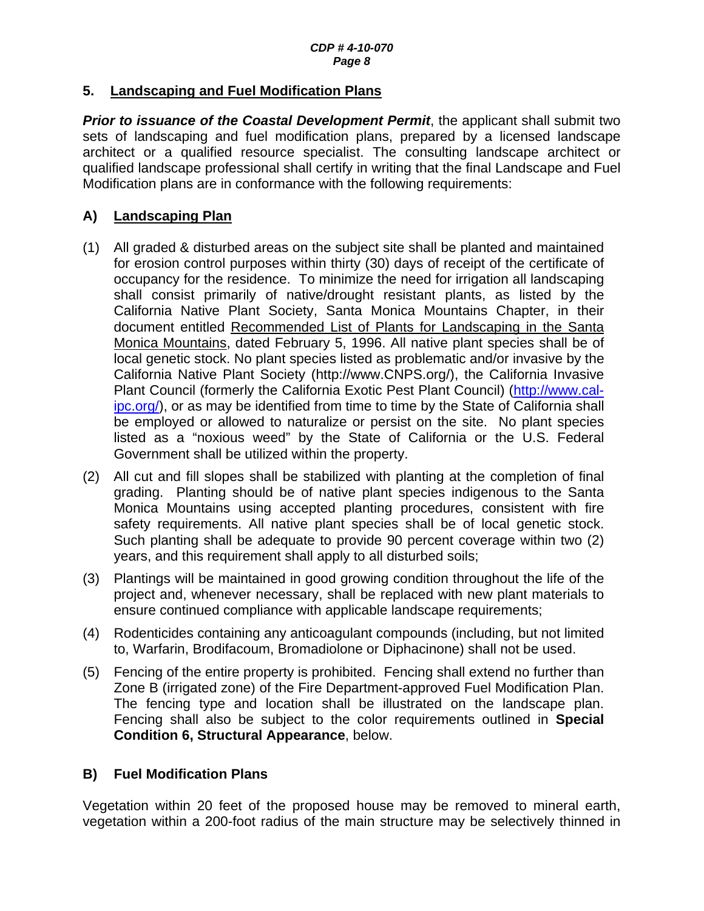## 5. Landscaping and Fuel Modification Plans

***Prior to issuance of the Coastal Development Permit***, the applicant shall submit two sets of landscaping and fuel modification plans, prepared by a licensed landscape architect or a qualified resource specialist. The consulting landscape architect or qualified landscape professional shall certify in writing that the final Landscape and Fuel Modification plans are in conformance with the following requirements:

### A) Landscaping Plan

(1) All graded & disturbed areas on the subject site shall be planted and maintained for erosion control purposes within thirty (30) days of receipt of the certificate of occupancy for the residence. To minimize the need for irrigation all landscaping shall consist primarily of native/drought resistant plants, as listed by the California Native Plant Society, Santa Monica Mountains Chapter, in their document entitled Recommended List of Plants for Landscaping in the Santa Monica Mountains, dated February 5, 1996. All native plant species shall be of local genetic stock. No plant species listed as problematic and/or invasive by the California Native Plant Society (http://www.CNPS.org/), the California Invasive Plant Council (formerly the California Exotic Pest Plant Council) (http://www.cal-ipc.org/), or as may be identified from time to time by the State of California shall be employed or allowed to naturalize or persist on the site. No plant species listed as a "noxious weed" by the State of California or the U.S. Federal Government shall be utilized within the property.

(2) All cut and fill slopes shall be stabilized with planting at the completion of final grading. Planting should be of native plant species indigenous to the Santa Monica Mountains using accepted planting procedures, consistent with fire safety requirements. All native plant species shall be of local genetic stock. Such planting shall be adequate to provide 90 percent coverage within two (2) years, and this requirement shall apply to all disturbed soils;

(3) Plantings will be maintained in good growing condition throughout the life of the project and, whenever necessary, shall be replaced with new plant materials to ensure continued compliance with applicable landscape requirements;

(4) Rodenticides containing any anticoagulant compounds (including, but not limited to, Warfarin, Brodifacoum, Bromadiolone or Diphacinone) shall not be used.

(5) Fencing of the entire property is prohibited. Fencing shall extend no further than Zone B (irrigated zone) of the Fire Department-approved Fuel Modification Plan. The fencing type and location shall be illustrated on the landscape plan. Fencing shall also be subject to the color requirements outlined in **Special Condition 6, Structural Appearance**, below.

### B) Fuel Modification Plans

Vegetation within 20 feet of the proposed house may be removed to mineral earth, vegetation within a 200-foot radius of the main structure may be selectively thinned in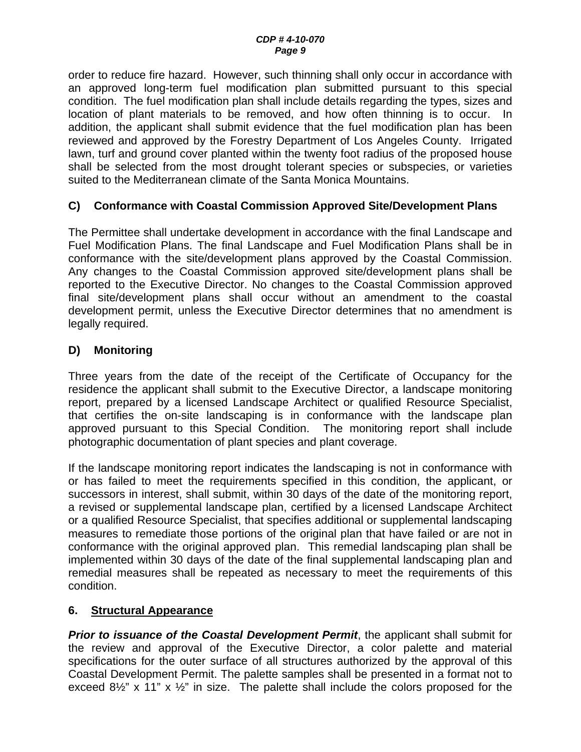order to reduce fire hazard. However, such thinning shall only occur in accordance with an approved long-term fuel modification plan submitted pursuant to this special condition. The fuel modification plan shall include details regarding the types, sizes and location of plant materials to be removed, and how often thinning is to occur. In addition, the applicant shall submit evidence that the fuel modification plan has been reviewed and approved by the Forestry Department of Los Angeles County. Irrigated lawn, turf and ground cover planted within the twenty foot radius of the proposed house shall be selected from the most drought tolerant species or subspecies, or varieties suited to the Mediterranean climate of the Santa Monica Mountains.

**C) Conformance with Coastal Commission Approved Site/Development Plans**

The Permittee shall undertake development in accordance with the final Landscape and Fuel Modification Plans. The final Landscape and Fuel Modification Plans shall be in conformance with the site/development plans approved by the Coastal Commission. Any changes to the Coastal Commission approved site/development plans shall be reported to the Executive Director. No changes to the Coastal Commission approved final site/development plans shall occur without an amendment to the coastal development permit, unless the Executive Director determines that no amendment is legally required.

**D) Monitoring**

Three years from the date of the receipt of the Certificate of Occupancy for the residence the applicant shall submit to the Executive Director, a landscape monitoring report, prepared by a licensed Landscape Architect or qualified Resource Specialist, that certifies the on-site landscaping is in conformance with the landscape plan approved pursuant to this Special Condition. The monitoring report shall include photographic documentation of plant species and plant coverage.

If the landscape monitoring report indicates the landscaping is not in conformance with or has failed to meet the requirements specified in this condition, the applicant, or successors in interest, shall submit, within 30 days of the date of the monitoring report, a revised or supplemental landscape plan, certified by a licensed Landscape Architect or a qualified Resource Specialist, that specifies additional or supplemental landscaping measures to remediate those portions of the original plan that have failed or are not in conformance with the original approved plan. This remedial landscaping plan shall be implemented within 30 days of the date of the final supplemental landscaping plan and remedial measures shall be repeated as necessary to meet the requirements of this condition.

**6. <u>Structural Appearance</u>**

***Prior to issuance of the Coastal Development Permit***, the applicant shall submit for the review and approval of the Executive Director, a color palette and material specifications for the outer surface of all structures authorized by the approval of this Coastal Development Permit. The palette samples shall be presented in a format not to exceed 8½" x 11" x ½" in size. The palette shall include the colors proposed for the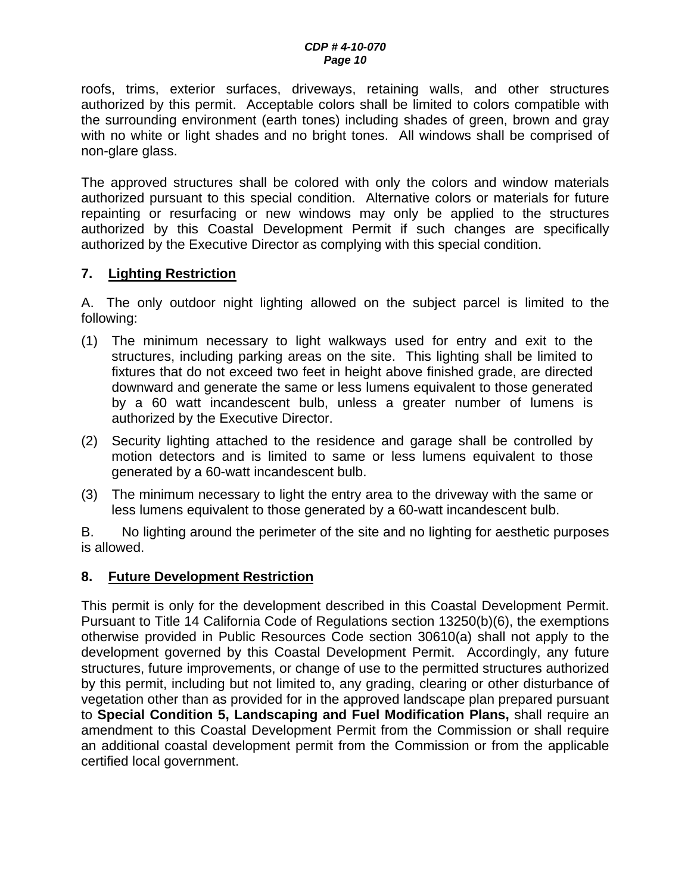roofs, trims, exterior surfaces, driveways, retaining walls, and other structures authorized by this permit. Acceptable colors shall be limited to colors compatible with the surrounding environment (earth tones) including shades of green, brown and gray with no white or light shades and no bright tones. All windows shall be comprised of non-glare glass.

The approved structures shall be colored with only the colors and window materials authorized pursuant to this special condition. Alternative colors or materials for future repainting or resurfacing or new windows may only be applied to the structures authorized by this Coastal Development Permit if such changes are specifically authorized by the Executive Director as complying with this special condition.

### 7. Lighting Restriction

A. The only outdoor night lighting allowed on the subject parcel is limited to the following:

(1) The minimum necessary to light walkways used for entry and exit to the structures, including parking areas on the site. This lighting shall be limited to fixtures that do not exceed two feet in height above finished grade, are directed downward and generate the same or less lumens equivalent to those generated by a 60 watt incandescent bulb, unless a greater number of lumens is authorized by the Executive Director.

(2) Security lighting attached to the residence and garage shall be controlled by motion detectors and is limited to same or less lumens equivalent to those generated by a 60-watt incandescent bulb.

(3) The minimum necessary to light the entry area to the driveway with the same or less lumens equivalent to those generated by a 60-watt incandescent bulb.

B. No lighting around the perimeter of the site and no lighting for aesthetic purposes is allowed.

### 8. Future Development Restriction

This permit is only for the development described in this Coastal Development Permit. Pursuant to Title 14 California Code of Regulations section 13250(b)(6), the exemptions otherwise provided in Public Resources Code section 30610(a) shall not apply to the development governed by this Coastal Development Permit. Accordingly, any future structures, future improvements, or change of use to the permitted structures authorized by this permit, including but not limited to, any grading, clearing or other disturbance of vegetation other than as provided for in the approved landscape plan prepared pursuant to **Special Condition 5, Landscaping and Fuel Modification Plans,** shall require an amendment to this Coastal Development Permit from the Commission or shall require an additional coastal development permit from the Commission or from the applicable certified local government.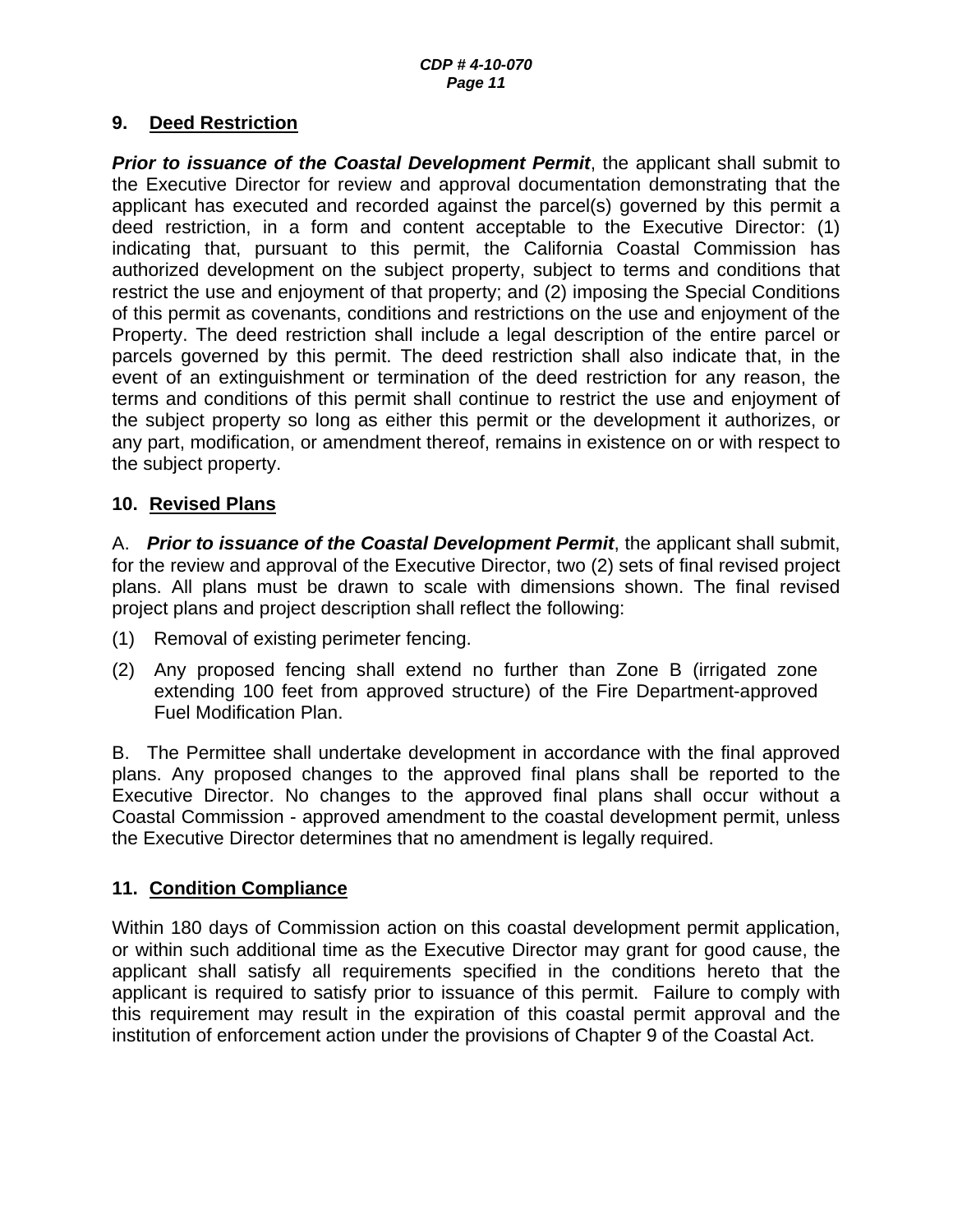### 9. Deed Restriction

***Prior to issuance of the Coastal Development Permit***, the applicant shall submit to the Executive Director for review and approval documentation demonstrating that the applicant has executed and recorded against the parcel(s) governed by this permit a deed restriction, in a form and content acceptable to the Executive Director: (1) indicating that, pursuant to this permit, the California Coastal Commission has authorized development on the subject property, subject to terms and conditions that restrict the use and enjoyment of that property; and (2) imposing the Special Conditions of this permit as covenants, conditions and restrictions on the use and enjoyment of the Property. The deed restriction shall include a legal description of the entire parcel or parcels governed by this permit. The deed restriction shall also indicate that, in the event of an extinguishment or termination of the deed restriction for any reason, the terms and conditions of this permit shall continue to restrict the use and enjoyment of the subject property so long as either this permit or the development it authorizes, or any part, modification, or amendment thereof, remains in existence on or with respect to the subject property.

### 10. Revised Plans

A. ***Prior to issuance of the Coastal Development Permit***, the applicant shall submit, for the review and approval of the Executive Director, two (2) sets of final revised project plans. All plans must be drawn to scale with dimensions shown. The final revised project plans and project description shall reflect the following:

(1) Removal of existing perimeter fencing.

(2) Any proposed fencing shall extend no further than Zone B (irrigated zone extending 100 feet from approved structure) of the Fire Department-approved Fuel Modification Plan.

B. The Permittee shall undertake development in accordance with the final approved plans. Any proposed changes to the approved final plans shall be reported to the Executive Director. No changes to the approved final plans shall occur without a Coastal Commission - approved amendment to the coastal development permit, unless the Executive Director determines that no amendment is legally required.

### 11. Condition Compliance

Within 180 days of Commission action on this coastal development permit application, or within such additional time as the Executive Director may grant for good cause, the applicant shall satisfy all requirements specified in the conditions hereto that the applicant is required to satisfy prior to issuance of this permit. Failure to comply with this requirement may result in the expiration of this coastal permit approval and the institution of enforcement action under the provisions of Chapter 9 of the Coastal Act.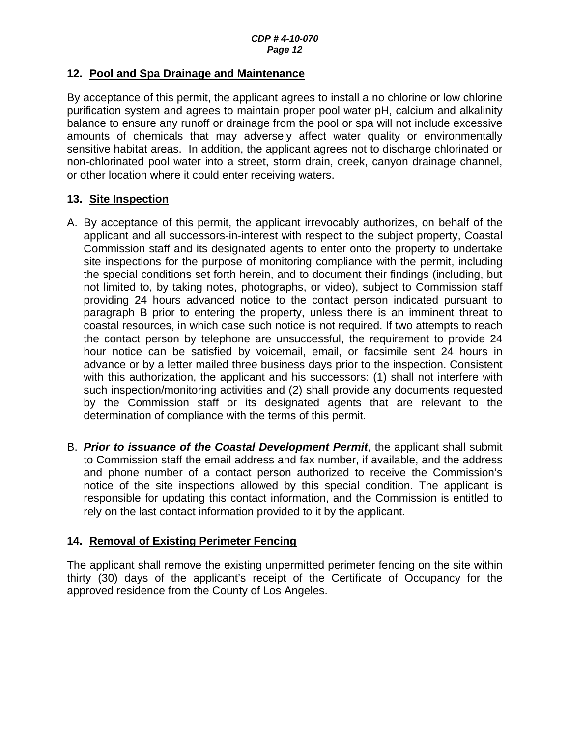**12. Pool and Spa Drainage and Maintenance**

By acceptance of this permit, the applicant agrees to install a no chlorine or low chlorine purification system and agrees to maintain proper pool water pH, calcium and alkalinity balance to ensure any runoff or drainage from the pool or spa will not include excessive amounts of chemicals that may adversely affect water quality or environmentally sensitive habitat areas. In addition, the applicant agrees not to discharge chlorinated or non-chlorinated pool water into a street, storm drain, creek, canyon drainage channel, or other location where it could enter receiving waters.

**13. Site Inspection**

A. By acceptance of this permit, the applicant irrevocably authorizes, on behalf of the applicant and all successors-in-interest with respect to the subject property, Coastal Commission staff and its designated agents to enter onto the property to undertake site inspections for the purpose of monitoring compliance with the permit, including the special conditions set forth herein, and to document their findings (including, but not limited to, by taking notes, photographs, or video), subject to Commission staff providing 24 hours advanced notice to the contact person indicated pursuant to paragraph B prior to entering the property, unless there is an imminent threat to coastal resources, in which case such notice is not required. If two attempts to reach the contact person by telephone are unsuccessful, the requirement to provide 24 hour notice can be satisfied by voicemail, email, or facsimile sent 24 hours in advance or by a letter mailed three business days prior to the inspection. Consistent with this authorization, the applicant and his successors: (1) shall not interfere with such inspection/monitoring activities and (2) shall provide any documents requested by the Commission staff or its designated agents that are relevant to the determination of compliance with the terms of this permit.

B. ***Prior to issuance of the Coastal Development Permit***, the applicant shall submit to Commission staff the email address and fax number, if available, and the address and phone number of a contact person authorized to receive the Commission's notice of the site inspections allowed by this special condition. The applicant is responsible for updating this contact information, and the Commission is entitled to rely on the last contact information provided to it by the applicant.

**14. Removal of Existing Perimeter Fencing**

The applicant shall remove the existing unpermitted perimeter fencing on the site within thirty (30) days of the applicant's receipt of the Certificate of Occupancy for the approved residence from the County of Los Angeles.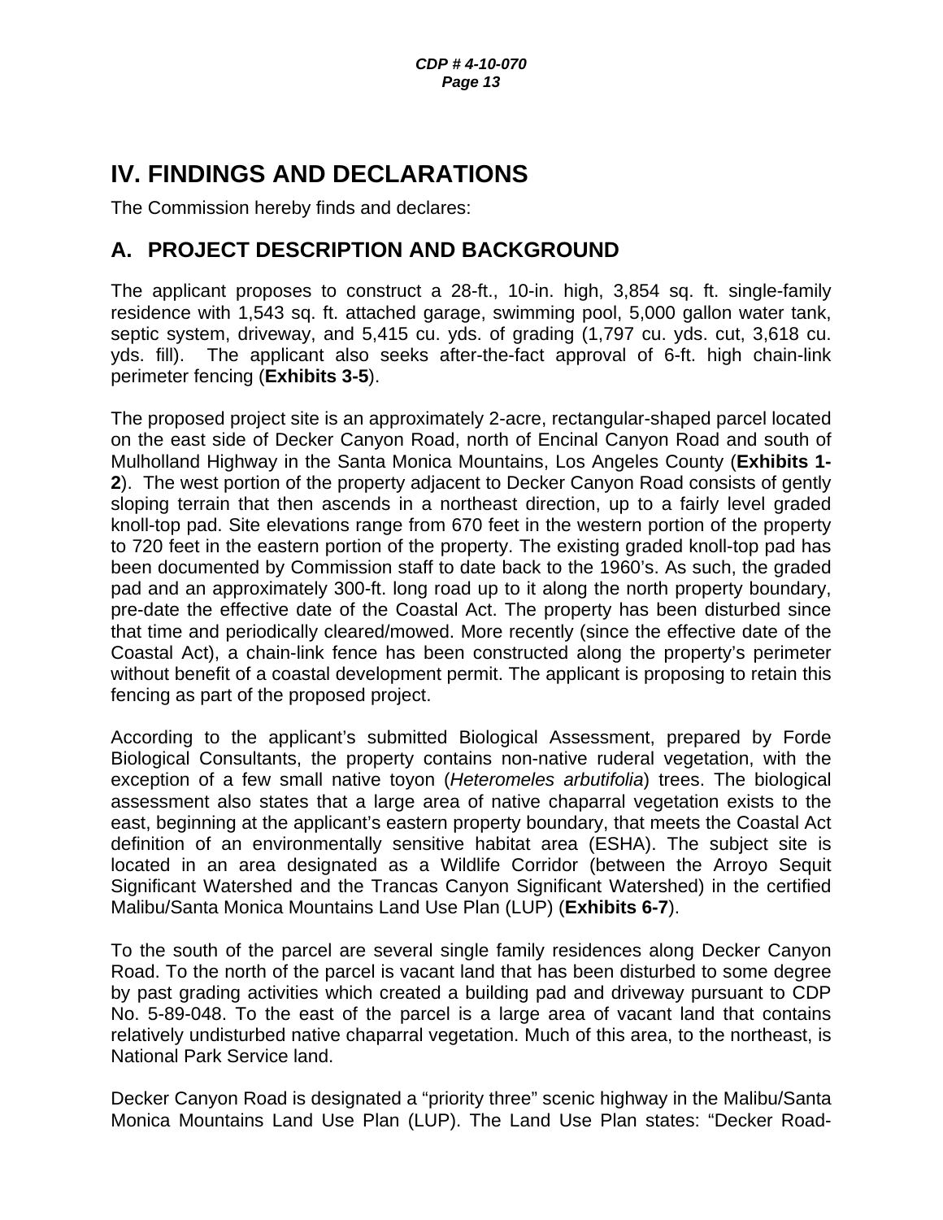# IV. FINDINGS AND DECLARATIONS

The Commission hereby finds and declares:

## A. PROJECT DESCRIPTION AND BACKGROUND

The applicant proposes to construct a 28-ft., 10-in. high, 3,854 sq. ft. single-family residence with 1,543 sq. ft. attached garage, swimming pool, 5,000 gallon water tank, septic system, driveway, and 5,415 cu. yds. of grading (1,797 cu. yds. cut, 3,618 cu. yds. fill). The applicant also seeks after-the-fact approval of 6-ft. high chain-link perimeter fencing (**Exhibits 3-5**).

The proposed project site is an approximately 2-acre, rectangular-shaped parcel located on the east side of Decker Canyon Road, north of Encinal Canyon Road and south of Mulholland Highway in the Santa Monica Mountains, Los Angeles County (**Exhibits 1-2**). The west portion of the property adjacent to Decker Canyon Road consists of gently sloping terrain that then ascends in a northeast direction, up to a fairly level graded knoll-top pad. Site elevations range from 670 feet in the western portion of the property to 720 feet in the eastern portion of the property. The existing graded knoll-top pad has been documented by Commission staff to date back to the 1960's. As such, the graded pad and an approximately 300-ft. long road up to it along the north property boundary, pre-date the effective date of the Coastal Act. The property has been disturbed since that time and periodically cleared/mowed. More recently (since the effective date of the Coastal Act), a chain-link fence has been constructed along the property's perimeter without benefit of a coastal development permit. The applicant is proposing to retain this fencing as part of the proposed project.

According to the applicant's submitted Biological Assessment, prepared by Forde Biological Consultants, the property contains non-native ruderal vegetation, with the exception of a few small native toyon (*Heteromeles arbutifolia*) trees. The biological assessment also states that a large area of native chaparral vegetation exists to the east, beginning at the applicant's eastern property boundary, that meets the Coastal Act definition of an environmentally sensitive habitat area (ESHA). The subject site is located in an area designated as a Wildlife Corridor (between the Arroyo Sequit Significant Watershed and the Trancas Canyon Significant Watershed) in the certified Malibu/Santa Monica Mountains Land Use Plan (LUP) (**Exhibits 6-7**).

To the south of the parcel are several single family residences along Decker Canyon Road. To the north of the parcel is vacant land that has been disturbed to some degree by past grading activities which created a building pad and driveway pursuant to CDP No. 5-89-048. To the east of the parcel is a large area of vacant land that contains relatively undisturbed native chaparral vegetation. Much of this area, to the northeast, is National Park Service land.

Decker Canyon Road is designated a "priority three" scenic highway in the Malibu/Santa Monica Mountains Land Use Plan (LUP). The Land Use Plan states: "Decker Road-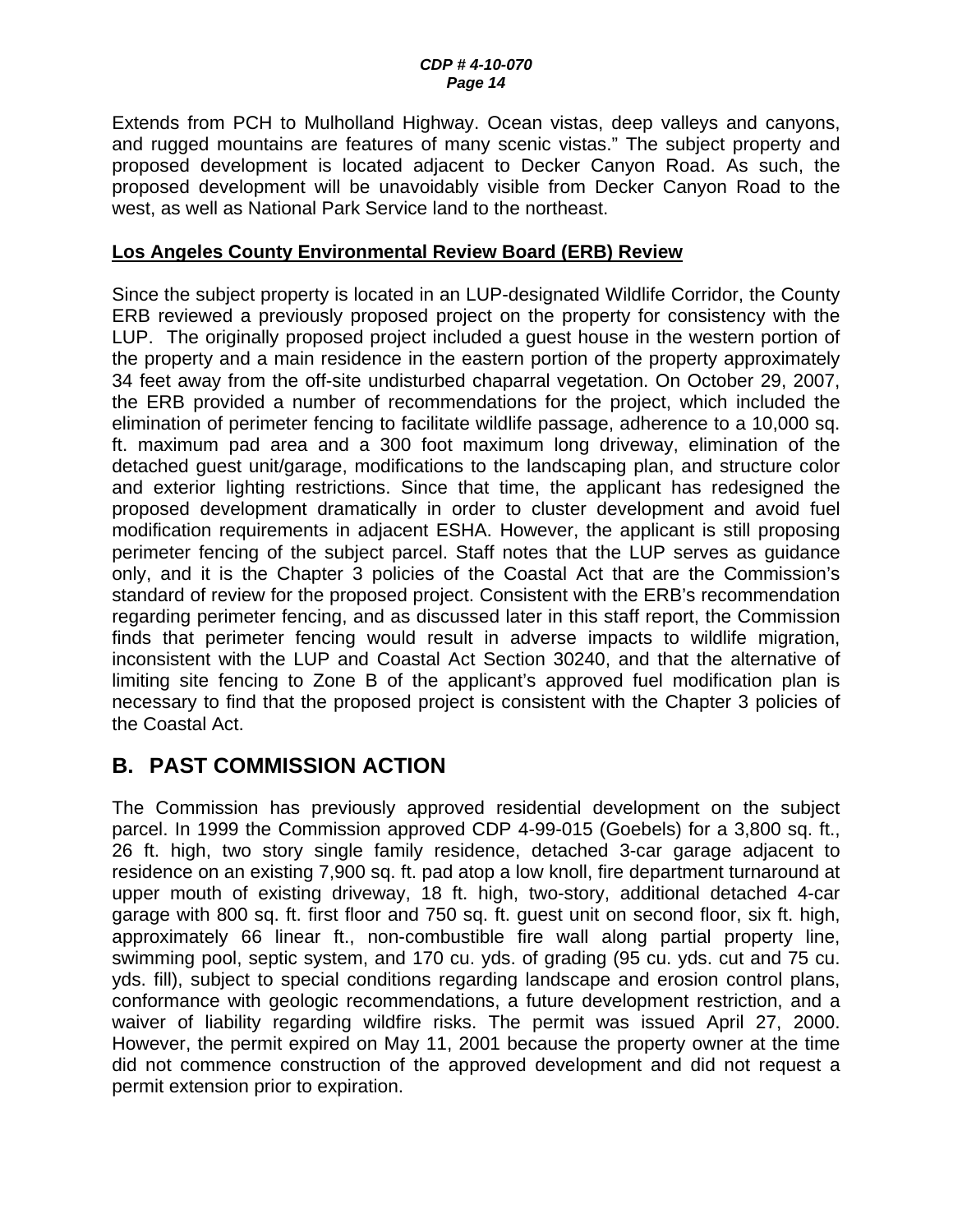Extends from PCH to Mulholland Highway. Ocean vistas, deep valleys and canyons, and rugged mountains are features of many scenic vistas." The subject property and proposed development is located adjacent to Decker Canyon Road. As such, the proposed development will be unavoidably visible from Decker Canyon Road to the west, as well as National Park Service land to the northeast.

**Los Angeles County Environmental Review Board (ERB) Review**

Since the subject property is located in an LUP-designated Wildlife Corridor, the County ERB reviewed a previously proposed project on the property for consistency with the LUP. The originally proposed project included a guest house in the western portion of the property and a main residence in the eastern portion of the property approximately 34 feet away from the off-site undisturbed chaparral vegetation. On October 29, 2007, the ERB provided a number of recommendations for the project, which included the elimination of perimeter fencing to facilitate wildlife passage, adherence to a 10,000 sq. ft. maximum pad area and a 300 foot maximum long driveway, elimination of the detached guest unit/garage, modifications to the landscaping plan, and structure color and exterior lighting restrictions. Since that time, the applicant has redesigned the proposed development dramatically in order to cluster development and avoid fuel modification requirements in adjacent ESHA. However, the applicant is still proposing perimeter fencing of the subject parcel. Staff notes that the LUP serves as guidance only, and it is the Chapter 3 policies of the Coastal Act that are the Commission's standard of review for the proposed project. Consistent with the ERB's recommendation regarding perimeter fencing, and as discussed later in this staff report, the Commission finds that perimeter fencing would result in adverse impacts to wildlife migration, inconsistent with the LUP and Coastal Act Section 30240, and that the alternative of limiting site fencing to Zone B of the applicant's approved fuel modification plan is necessary to find that the proposed project is consistent with the Chapter 3 policies of the Coastal Act.

## B. PAST COMMISSION ACTION

The Commission has previously approved residential development on the subject parcel. In 1999 the Commission approved CDP 4-99-015 (Goebels) for a 3,800 sq. ft., 26 ft. high, two story single family residence, detached 3-car garage adjacent to residence on an existing 7,900 sq. ft. pad atop a low knoll, fire department turnaround at upper mouth of existing driveway, 18 ft. high, two-story, additional detached 4-car garage with 800 sq. ft. first floor and 750 sq. ft. guest unit on second floor, six ft. high, approximately 66 linear ft., non-combustible fire wall along partial property line, swimming pool, septic system, and 170 cu. yds. of grading (95 cu. yds. cut and 75 cu. yds. fill), subject to special conditions regarding landscape and erosion control plans, conformance with geologic recommendations, a future development restriction, and a waiver of liability regarding wildfire risks. The permit was issued April 27, 2000. However, the permit expired on May 11, 2001 because the property owner at the time did not commence construction of the approved development and did not request a permit extension prior to expiration.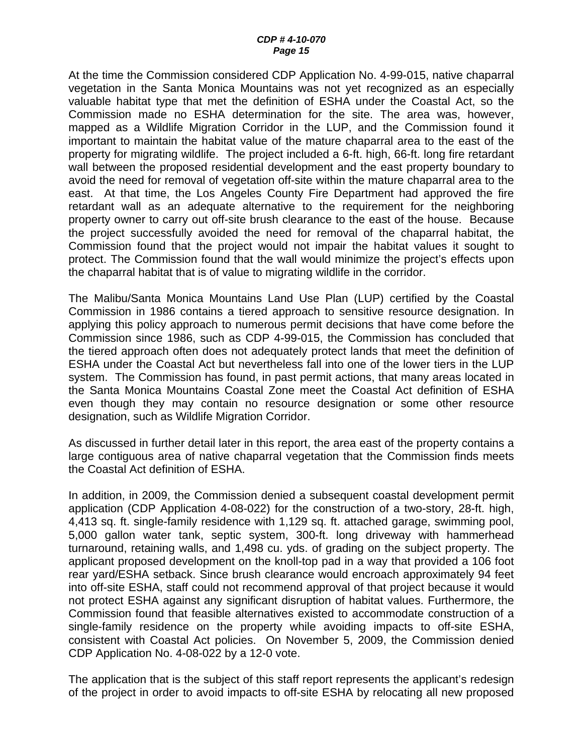At the time the Commission considered CDP Application No. 4-99-015, native chaparral vegetation in the Santa Monica Mountains was not yet recognized as an especially valuable habitat type that met the definition of ESHA under the Coastal Act, so the Commission made no ESHA determination for the site. The area was, however, mapped as a Wildlife Migration Corridor in the LUP, and the Commission found it important to maintain the habitat value of the mature chaparral area to the east of the property for migrating wildlife. The project included a 6-ft. high, 66-ft. long fire retardant wall between the proposed residential development and the east property boundary to avoid the need for removal of vegetation off-site within the mature chaparral area to the east. At that time, the Los Angeles County Fire Department had approved the fire retardant wall as an adequate alternative to the requirement for the neighboring property owner to carry out off-site brush clearance to the east of the house. Because the project successfully avoided the need for removal of the chaparral habitat, the Commission found that the project would not impair the habitat values it sought to protect. The Commission found that the wall would minimize the project's effects upon the chaparral habitat that is of value to migrating wildlife in the corridor.

The Malibu/Santa Monica Mountains Land Use Plan (LUP) certified by the Coastal Commission in 1986 contains a tiered approach to sensitive resource designation. In applying this policy approach to numerous permit decisions that have come before the Commission since 1986, such as CDP 4-99-015, the Commission has concluded that the tiered approach often does not adequately protect lands that meet the definition of ESHA under the Coastal Act but nevertheless fall into one of the lower tiers in the LUP system. The Commission has found, in past permit actions, that many areas located in the Santa Monica Mountains Coastal Zone meet the Coastal Act definition of ESHA even though they may contain no resource designation or some other resource designation, such as Wildlife Migration Corridor.

As discussed in further detail later in this report, the area east of the property contains a large contiguous area of native chaparral vegetation that the Commission finds meets the Coastal Act definition of ESHA.

In addition, in 2009, the Commission denied a subsequent coastal development permit application (CDP Application 4-08-022) for the construction of a two-story, 28-ft. high, 4,413 sq. ft. single-family residence with 1,129 sq. ft. attached garage, swimming pool, 5,000 gallon water tank, septic system, 300-ft. long driveway with hammerhead turnaround, retaining walls, and 1,498 cu. yds. of grading on the subject property. The applicant proposed development on the knoll-top pad in a way that provided a 106 foot rear yard/ESHA setback. Since brush clearance would encroach approximately 94 feet into off-site ESHA, staff could not recommend approval of that project because it would not protect ESHA against any significant disruption of habitat values. Furthermore, the Commission found that feasible alternatives existed to accommodate construction of a single-family residence on the property while avoiding impacts to off-site ESHA, consistent with Coastal Act policies. On November 5, 2009, the Commission denied CDP Application No. 4-08-022 by a 12-0 vote.

The application that is the subject of this staff report represents the applicant's redesign of the project in order to avoid impacts to off-site ESHA by relocating all new proposed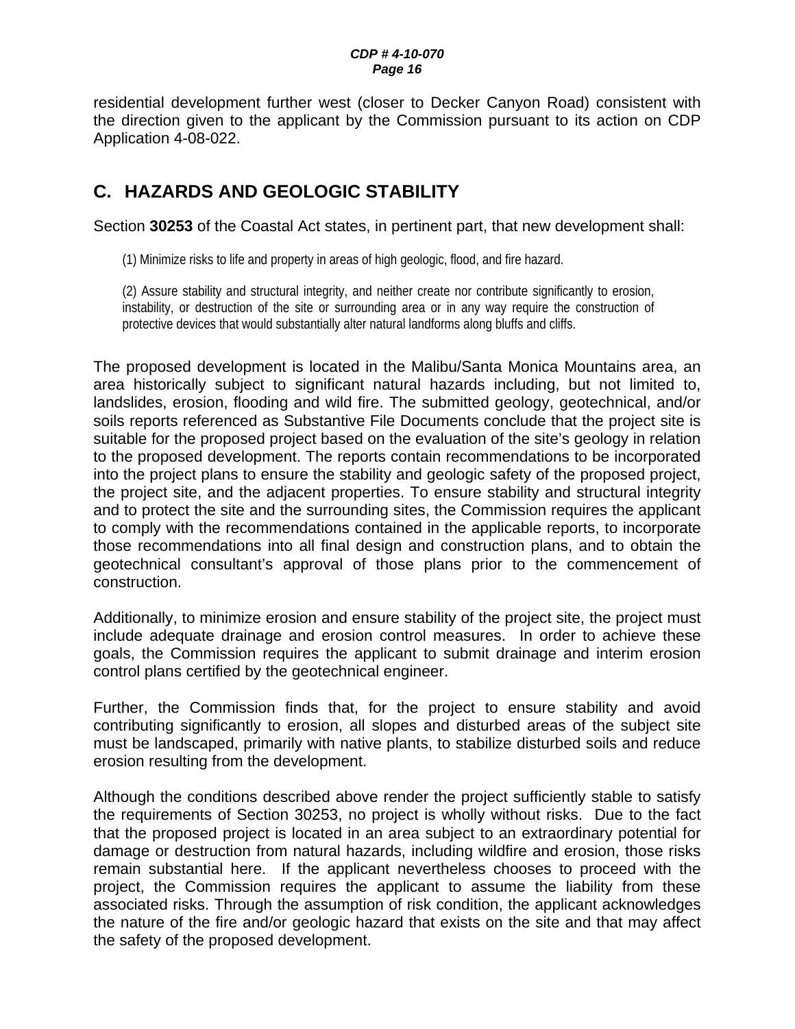residential development further west (closer to Decker Canyon Road) consistent with the direction given to the applicant by the Commission pursuant to its action on CDP Application 4-08-022.

## C. HAZARDS AND GEOLOGIC STABILITY

Section **30253** of the Coastal Act states, in pertinent part, that new development shall:

> (1) Minimize risks to life and property in areas of high geologic, flood, and fire hazard.
>
> (2) Assure stability and structural integrity, and neither create nor contribute significantly to erosion, instability, or destruction of the site or surrounding area or in any way require the construction of protective devices that would substantially alter natural landforms along bluffs and cliffs.

The proposed development is located in the Malibu/Santa Monica Mountains area, an area historically subject to significant natural hazards including, but not limited to, landslides, erosion, flooding and wild fire. The submitted geology, geotechnical, and/or soils reports referenced as Substantive File Documents conclude that the project site is suitable for the proposed project based on the evaluation of the site's geology in relation to the proposed development. The reports contain recommendations to be incorporated into the project plans to ensure the stability and geologic safety of the proposed project, the project site, and the adjacent properties. To ensure stability and structural integrity and to protect the site and the surrounding sites, the Commission requires the applicant to comply with the recommendations contained in the applicable reports, to incorporate those recommendations into all final design and construction plans, and to obtain the geotechnical consultant's approval of those plans prior to the commencement of construction.

Additionally, to minimize erosion and ensure stability of the project site, the project must include adequate drainage and erosion control measures. In order to achieve these goals, the Commission requires the applicant to submit drainage and interim erosion control plans certified by the geotechnical engineer.

Further, the Commission finds that, for the project to ensure stability and avoid contributing significantly to erosion, all slopes and disturbed areas of the subject site must be landscaped, primarily with native plants, to stabilize disturbed soils and reduce erosion resulting from the development.

Although the conditions described above render the project sufficiently stable to satisfy the requirements of Section 30253, no project is wholly without risks. Due to the fact that the proposed project is located in an area subject to an extraordinary potential for damage or destruction from natural hazards, including wildfire and erosion, those risks remain substantial here. If the applicant nevertheless chooses to proceed with the project, the Commission requires the applicant to assume the liability from these associated risks. Through the assumption of risk condition, the applicant acknowledges the nature of the fire and/or geologic hazard that exists on the site and that may affect the safety of the proposed development.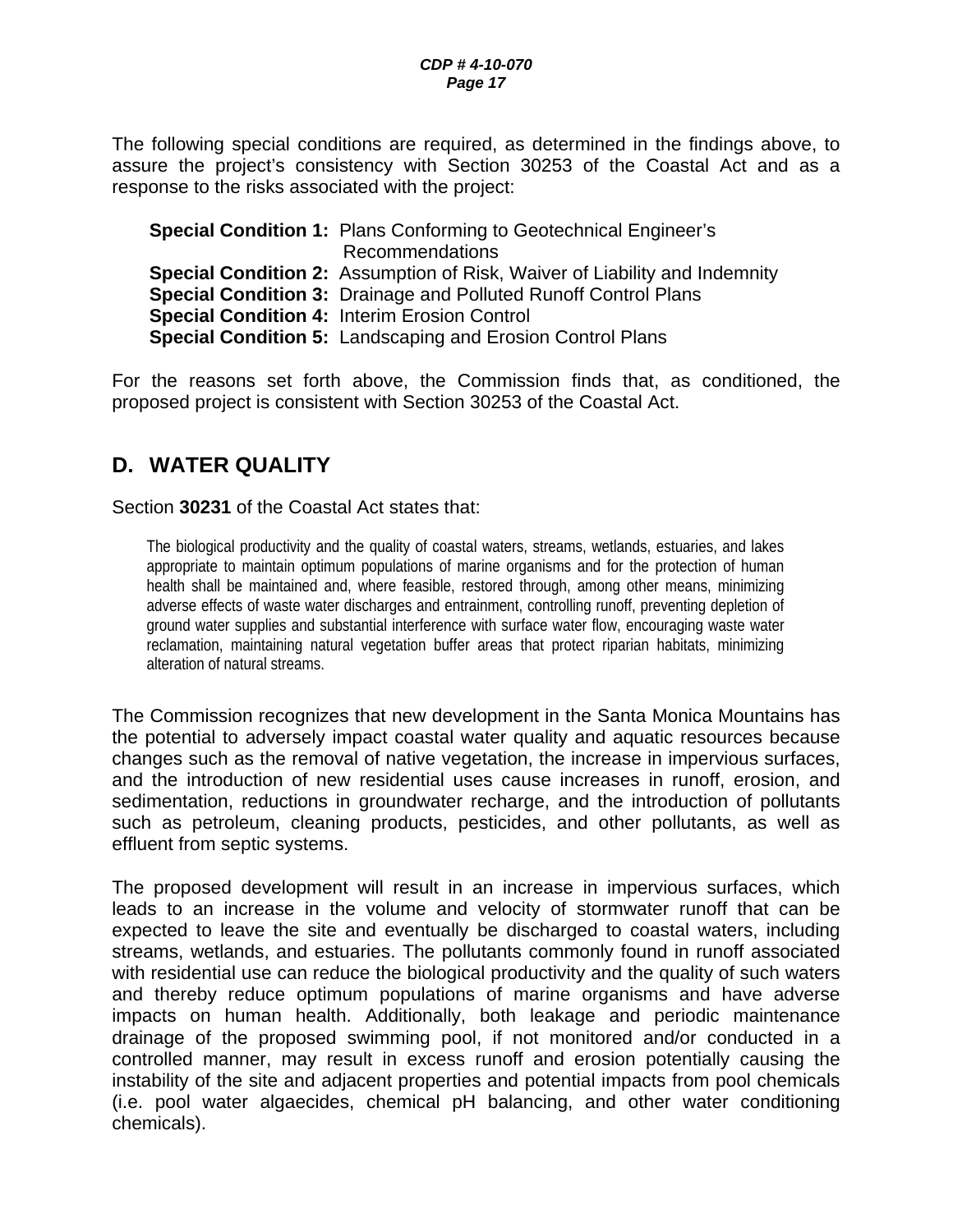The following special conditions are required, as determined in the findings above, to assure the project's consistency with Section 30253 of the Coastal Act and as a response to the risks associated with the project:

**Special Condition 1:** Plans Conforming to Geotechnical Engineer's Recommendations
**Special Condition 2:** Assumption of Risk, Waiver of Liability and Indemnity
**Special Condition 3:** Drainage and Polluted Runoff Control Plans
**Special Condition 4:** Interim Erosion Control
**Special Condition 5:** Landscaping and Erosion Control Plans

For the reasons set forth above, the Commission finds that, as conditioned, the proposed project is consistent with Section 30253 of the Coastal Act.

## D. WATER QUALITY

Section **30231** of the Coastal Act states that:

> The biological productivity and the quality of coastal waters, streams, wetlands, estuaries, and lakes appropriate to maintain optimum populations of marine organisms and for the protection of human health shall be maintained and, where feasible, restored through, among other means, minimizing adverse effects of waste water discharges and entrainment, controlling runoff, preventing depletion of ground water supplies and substantial interference with surface water flow, encouraging waste water reclamation, maintaining natural vegetation buffer areas that protect riparian habitats, minimizing alteration of natural streams.

The Commission recognizes that new development in the Santa Monica Mountains has the potential to adversely impact coastal water quality and aquatic resources because changes such as the removal of native vegetation, the increase in impervious surfaces, and the introduction of new residential uses cause increases in runoff, erosion, and sedimentation, reductions in groundwater recharge, and the introduction of pollutants such as petroleum, cleaning products, pesticides, and other pollutants, as well as effluent from septic systems.

The proposed development will result in an increase in impervious surfaces, which leads to an increase in the volume and velocity of stormwater runoff that can be expected to leave the site and eventually be discharged to coastal waters, including streams, wetlands, and estuaries. The pollutants commonly found in runoff associated with residential use can reduce the biological productivity and the quality of such waters and thereby reduce optimum populations of marine organisms and have adverse impacts on human health. Additionally, both leakage and periodic maintenance drainage of the proposed swimming pool, if not monitored and/or conducted in a controlled manner, may result in excess runoff and erosion potentially causing the instability of the site and adjacent properties and potential impacts from pool chemicals (i.e. pool water algaecides, chemical pH balancing, and other water conditioning chemicals).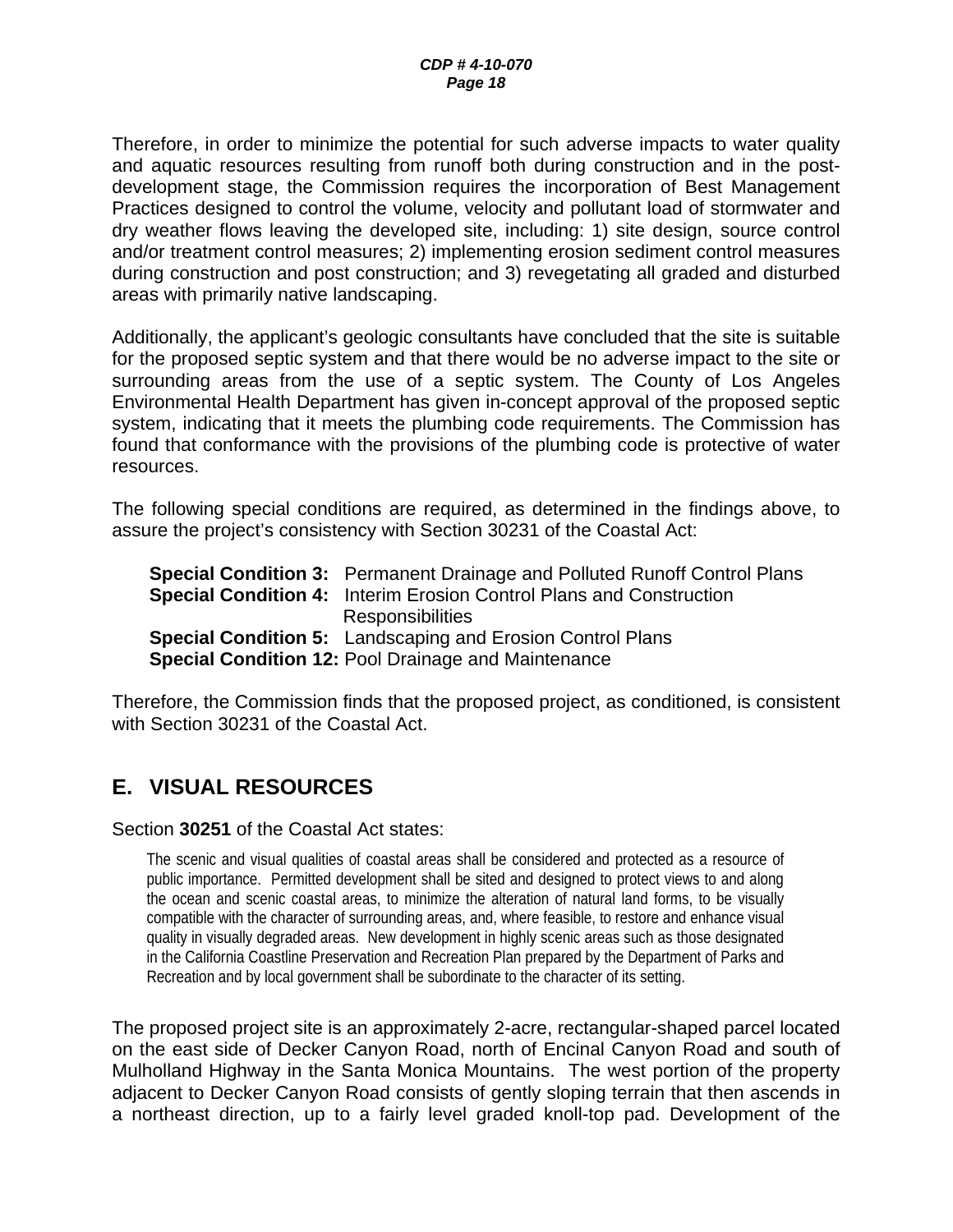Therefore, in order to minimize the potential for such adverse impacts to water quality and aquatic resources resulting from runoff both during construction and in the post-development stage, the Commission requires the incorporation of Best Management Practices designed to control the volume, velocity and pollutant load of stormwater and dry weather flows leaving the developed site, including: 1) site design, source control and/or treatment control measures; 2) implementing erosion sediment control measures during construction and post construction; and 3) revegetating all graded and disturbed areas with primarily native landscaping.

Additionally, the applicant's geologic consultants have concluded that the site is suitable for the proposed septic system and that there would be no adverse impact to the site or surrounding areas from the use of a septic system. The County of Los Angeles Environmental Health Department has given in-concept approval of the proposed septic system, indicating that it meets the plumbing code requirements. The Commission has found that conformance with the provisions of the plumbing code is protective of water resources.

The following special conditions are required, as determined in the findings above, to assure the project's consistency with Section 30231 of the Coastal Act:

**Special Condition 3:** Permanent Drainage and Polluted Runoff Control Plans
**Special Condition 4:** Interim Erosion Control Plans and Construction Responsibilities
**Special Condition 5:** Landscaping and Erosion Control Plans
**Special Condition 12:** Pool Drainage and Maintenance

Therefore, the Commission finds that the proposed project, as conditioned, is consistent with Section 30231 of the Coastal Act.

## E. VISUAL RESOURCES

Section **30251** of the Coastal Act states:

> The scenic and visual qualities of coastal areas shall be considered and protected as a resource of public importance. Permitted development shall be sited and designed to protect views to and along the ocean and scenic coastal areas, to minimize the alteration of natural land forms, to be visually compatible with the character of surrounding areas, and, where feasible, to restore and enhance visual quality in visually degraded areas. New development in highly scenic areas such as those designated in the California Coastline Preservation and Recreation Plan prepared by the Department of Parks and Recreation and by local government shall be subordinate to the character of its setting.

The proposed project site is an approximately 2-acre, rectangular-shaped parcel located on the east side of Decker Canyon Road, north of Encinal Canyon Road and south of Mulholland Highway in the Santa Monica Mountains. The west portion of the property adjacent to Decker Canyon Road consists of gently sloping terrain that then ascends in a northeast direction, up to a fairly level graded knoll-top pad. Development of the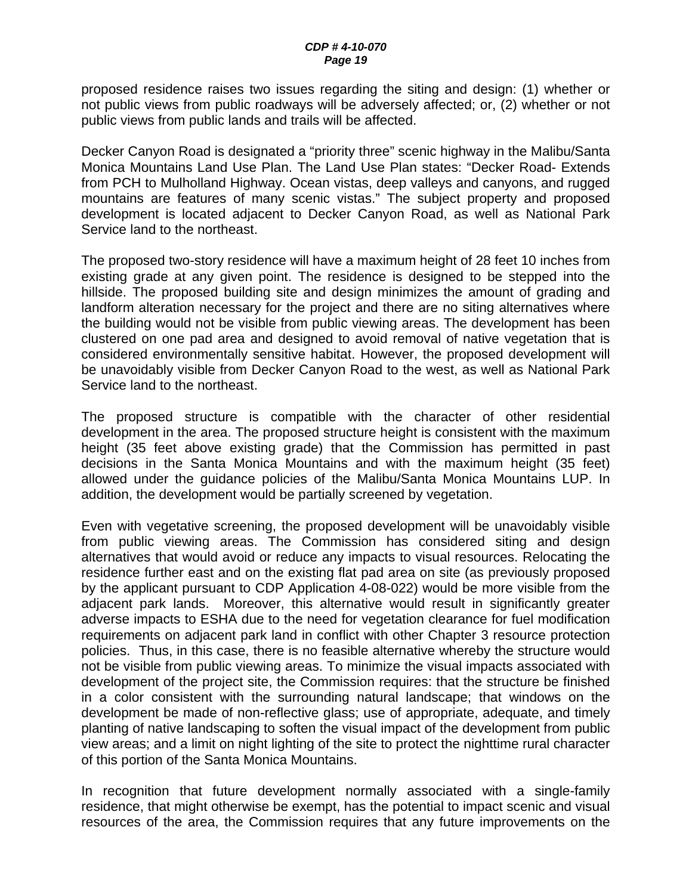proposed residence raises two issues regarding the siting and design: (1) whether or not public views from public roadways will be adversely affected; or, (2) whether or not public views from public lands and trails will be affected.

Decker Canyon Road is designated a "priority three" scenic highway in the Malibu/Santa Monica Mountains Land Use Plan. The Land Use Plan states: "Decker Road- Extends from PCH to Mulholland Highway. Ocean vistas, deep valleys and canyons, and rugged mountains are features of many scenic vistas." The subject property and proposed development is located adjacent to Decker Canyon Road, as well as National Park Service land to the northeast.

The proposed two-story residence will have a maximum height of 28 feet 10 inches from existing grade at any given point. The residence is designed to be stepped into the hillside. The proposed building site and design minimizes the amount of grading and landform alteration necessary for the project and there are no siting alternatives where the building would not be visible from public viewing areas. The development has been clustered on one pad area and designed to avoid removal of native vegetation that is considered environmentally sensitive habitat. However, the proposed development will be unavoidably visible from Decker Canyon Road to the west, as well as National Park Service land to the northeast.

The proposed structure is compatible with the character of other residential development in the area. The proposed structure height is consistent with the maximum height (35 feet above existing grade) that the Commission has permitted in past decisions in the Santa Monica Mountains and with the maximum height (35 feet) allowed under the guidance policies of the Malibu/Santa Monica Mountains LUP. In addition, the development would be partially screened by vegetation.

Even with vegetative screening, the proposed development will be unavoidably visible from public viewing areas. The Commission has considered siting and design alternatives that would avoid or reduce any impacts to visual resources. Relocating the residence further east and on the existing flat pad area on site (as previously proposed by the applicant pursuant to CDP Application 4-08-022) would be more visible from the adjacent park lands. Moreover, this alternative would result in significantly greater adverse impacts to ESHA due to the need for vegetation clearance for fuel modification requirements on adjacent park land in conflict with other Chapter 3 resource protection policies. Thus, in this case, there is no feasible alternative whereby the structure would not be visible from public viewing areas. To minimize the visual impacts associated with development of the project site, the Commission requires: that the structure be finished in a color consistent with the surrounding natural landscape; that windows on the development be made of non-reflective glass; use of appropriate, adequate, and timely planting of native landscaping to soften the visual impact of the development from public view areas; and a limit on night lighting of the site to protect the nighttime rural character of this portion of the Santa Monica Mountains.

In recognition that future development normally associated with a single-family residence, that might otherwise be exempt, has the potential to impact scenic and visual resources of the area, the Commission requires that any future improvements on the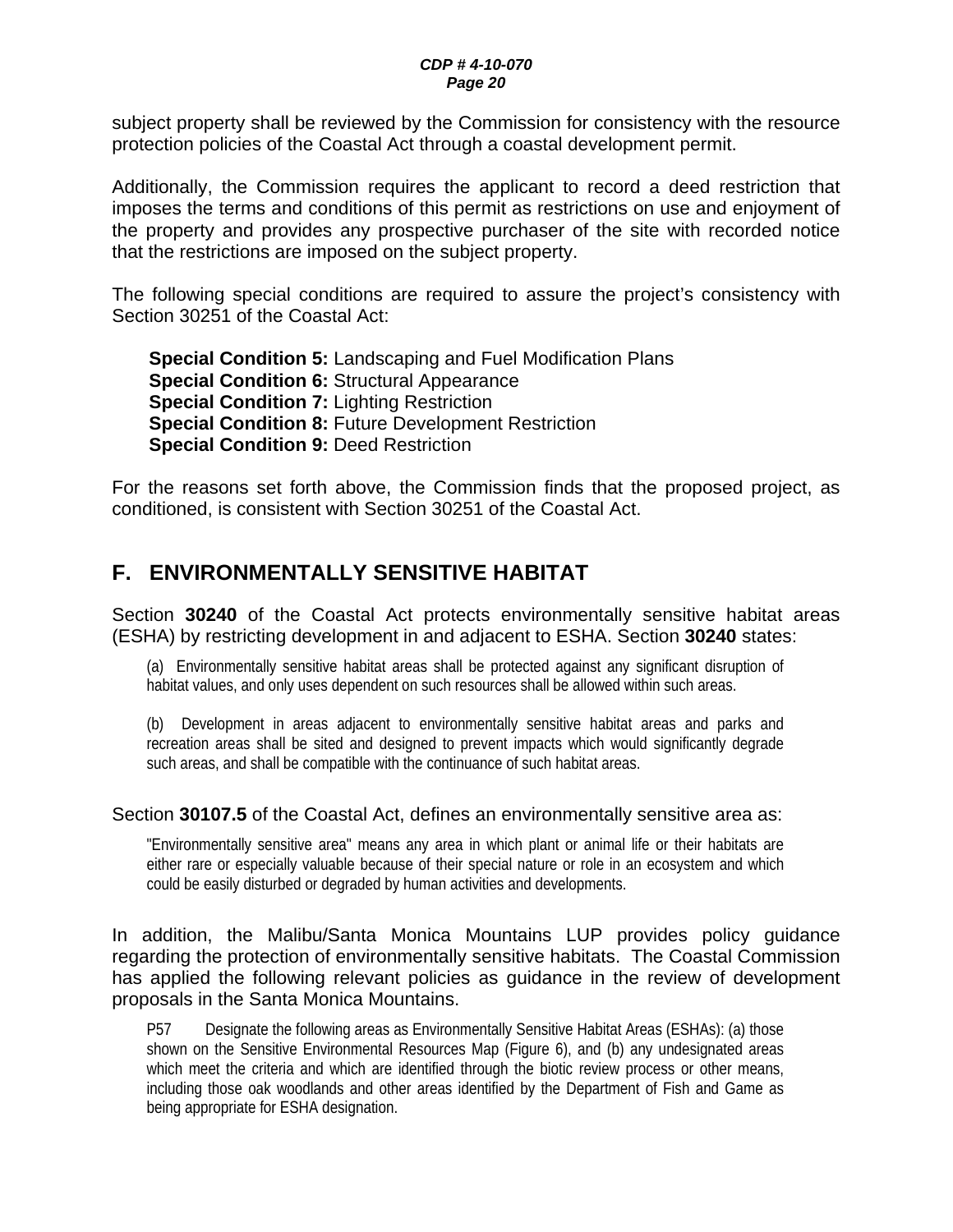subject property shall be reviewed by the Commission for consistency with the resource protection policies of the Coastal Act through a coastal development permit.

Additionally, the Commission requires the applicant to record a deed restriction that imposes the terms and conditions of this permit as restrictions on use and enjoyment of the property and provides any prospective purchaser of the site with recorded notice that the restrictions are imposed on the subject property.

The following special conditions are required to assure the project's consistency with Section 30251 of the Coastal Act:

> **Special Condition 5:** Landscaping and Fuel Modification Plans
> **Special Condition 6:** Structural Appearance
> **Special Condition 7:** Lighting Restriction
> **Special Condition 8:** Future Development Restriction
> **Special Condition 9:** Deed Restriction

For the reasons set forth above, the Commission finds that the proposed project, as conditioned, is consistent with Section 30251 of the Coastal Act.

## F. ENVIRONMENTALLY SENSITIVE HABITAT

Section **30240** of the Coastal Act protects environmentally sensitive habitat areas (ESHA) by restricting development in and adjacent to ESHA. Section **30240** states:

> (a) Environmentally sensitive habitat areas shall be protected against any significant disruption of habitat values, and only uses dependent on such resources shall be allowed within such areas.
>
> (b) Development in areas adjacent to environmentally sensitive habitat areas and parks and recreation areas shall be sited and designed to prevent impacts which would significantly degrade such areas, and shall be compatible with the continuance of such habitat areas.

Section **30107.5** of the Coastal Act, defines an environmentally sensitive area as:

> "Environmentally sensitive area" means any area in which plant or animal life or their habitats are either rare or especially valuable because of their special nature or role in an ecosystem and which could be easily disturbed or degraded by human activities and developments.

In addition, the Malibu/Santa Monica Mountains LUP provides policy guidance regarding the protection of environmentally sensitive habitats. The Coastal Commission has applied the following relevant policies as guidance in the review of development proposals in the Santa Monica Mountains.

> P57 Designate the following areas as Environmentally Sensitive Habitat Areas (ESHAs): (a) those shown on the Sensitive Environmental Resources Map (Figure 6), and (b) any undesignated areas which meet the criteria and which are identified through the biotic review process or other means, including those oak woodlands and other areas identified by the Department of Fish and Game as being appropriate for ESHA designation.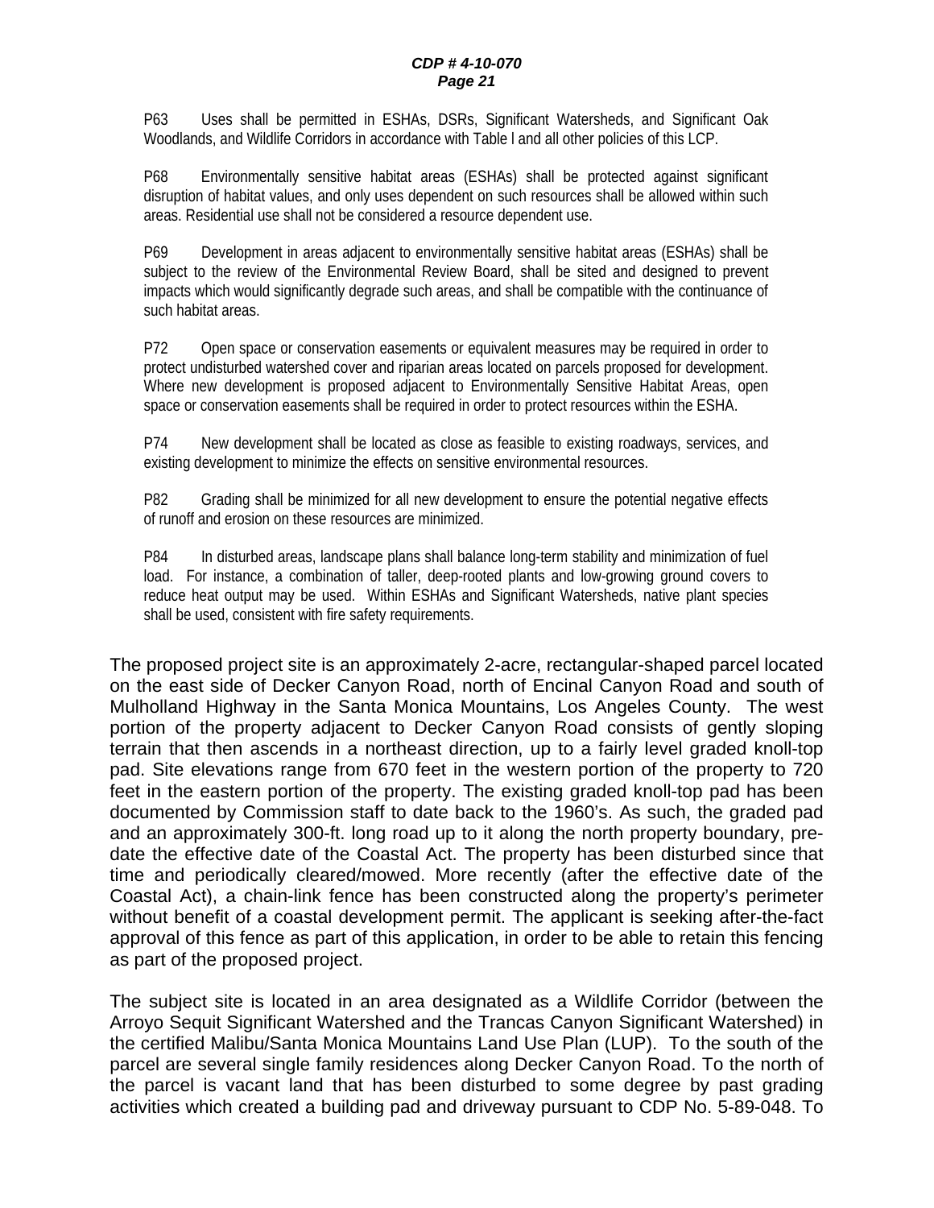P63 Uses shall be permitted in ESHAs, DSRs, Significant Watersheds, and Significant Oak Woodlands, and Wildlife Corridors in accordance with Table l and all other policies of this LCP.

P68 Environmentally sensitive habitat areas (ESHAs) shall be protected against significant disruption of habitat values, and only uses dependent on such resources shall be allowed within such areas. Residential use shall not be considered a resource dependent use.

P69 Development in areas adjacent to environmentally sensitive habitat areas (ESHAs) shall be subject to the review of the Environmental Review Board, shall be sited and designed to prevent impacts which would significantly degrade such areas, and shall be compatible with the continuance of such habitat areas.

P72 Open space or conservation easements or equivalent measures may be required in order to protect undisturbed watershed cover and riparian areas located on parcels proposed for development. Where new development is proposed adjacent to Environmentally Sensitive Habitat Areas, open space or conservation easements shall be required in order to protect resources within the ESHA.

P74 New development shall be located as close as feasible to existing roadways, services, and existing development to minimize the effects on sensitive environmental resources.

P82 Grading shall be minimized for all new development to ensure the potential negative effects of runoff and erosion on these resources are minimized.

P84 In disturbed areas, landscape plans shall balance long-term stability and minimization of fuel load. For instance, a combination of taller, deep-rooted plants and low-growing ground covers to reduce heat output may be used. Within ESHAs and Significant Watersheds, native plant species shall be used, consistent with fire safety requirements.

The proposed project site is an approximately 2-acre, rectangular-shaped parcel located on the east side of Decker Canyon Road, north of Encinal Canyon Road and south of Mulholland Highway in the Santa Monica Mountains, Los Angeles County. The west portion of the property adjacent to Decker Canyon Road consists of gently sloping terrain that then ascends in a northeast direction, up to a fairly level graded knoll-top pad. Site elevations range from 670 feet in the western portion of the property to 720 feet in the eastern portion of the property. The existing graded knoll-top pad has been documented by Commission staff to date back to the 1960's. As such, the graded pad and an approximately 300-ft. long road up to it along the north property boundary, pre-date the effective date of the Coastal Act. The property has been disturbed since that time and periodically cleared/mowed. More recently (after the effective date of the Coastal Act), a chain-link fence has been constructed along the property's perimeter without benefit of a coastal development permit. The applicant is seeking after-the-fact approval of this fence as part of this application, in order to be able to retain this fencing as part of the proposed project.

The subject site is located in an area designated as a Wildlife Corridor (between the Arroyo Sequit Significant Watershed and the Trancas Canyon Significant Watershed) in the certified Malibu/Santa Monica Mountains Land Use Plan (LUP). To the south of the parcel are several single family residences along Decker Canyon Road. To the north of the parcel is vacant land that has been disturbed to some degree by past grading activities which created a building pad and driveway pursuant to CDP No. 5-89-048. To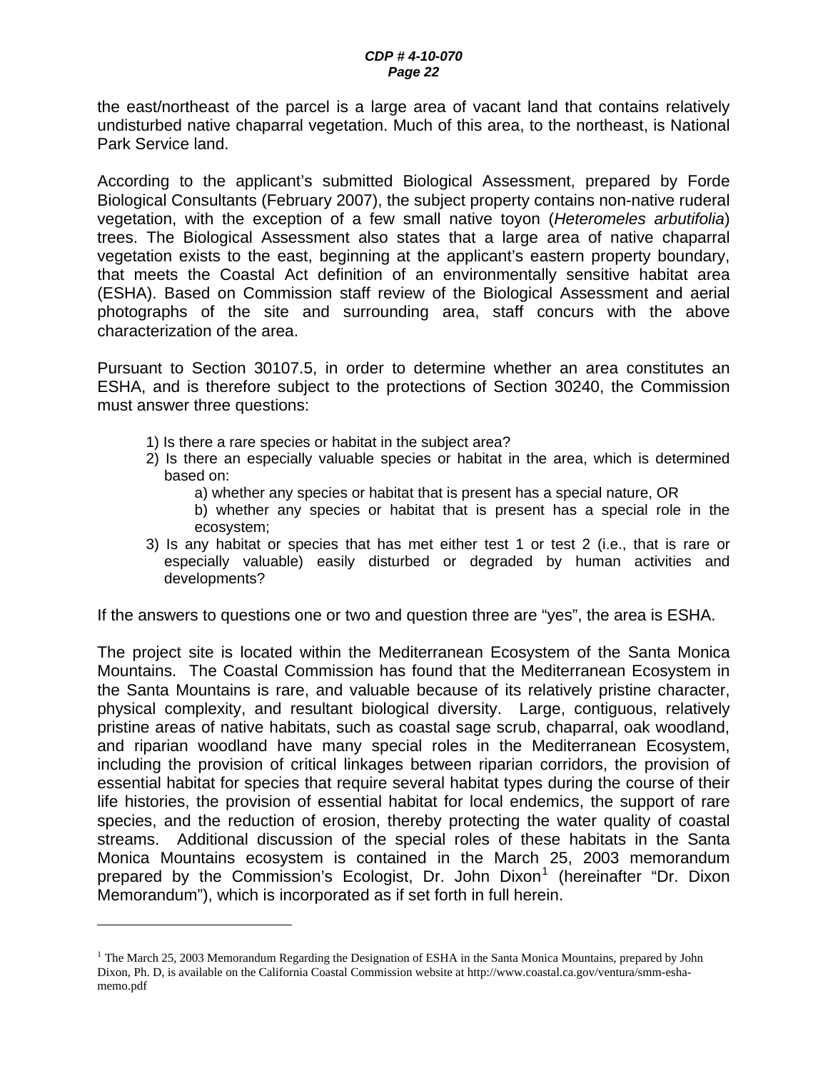the east/northeast of the parcel is a large area of vacant land that contains relatively undisturbed native chaparral vegetation. Much of this area, to the northeast, is National Park Service land.

According to the applicant's submitted Biological Assessment, prepared by Forde Biological Consultants (February 2007), the subject property contains non-native ruderal vegetation, with the exception of a few small native toyon (*Heteromeles arbutifolia*) trees. The Biological Assessment also states that a large area of native chaparral vegetation exists to the east, beginning at the applicant's eastern property boundary, that meets the Coastal Act definition of an environmentally sensitive habitat area (ESHA). Based on Commission staff review of the Biological Assessment and aerial photographs of the site and surrounding area, staff concurs with the above characterization of the area.

Pursuant to Section 30107.5, in order to determine whether an area constitutes an ESHA, and is therefore subject to the protections of Section 30240, the Commission must answer three questions:

1) Is there a rare species or habitat in the subject area?
2) Is there an especially valuable species or habitat in the area, which is determined based on:
    a) whether any species or habitat that is present has a special nature, OR
    b) whether any species or habitat that is present has a special role in the ecosystem;
3) Is any habitat or species that has met either test 1 or test 2 (i.e., that is rare or especially valuable) easily disturbed or degraded by human activities and developments?

If the answers to questions one or two and question three are "yes", the area is ESHA.

The project site is located within the Mediterranean Ecosystem of the Santa Monica Mountains. The Coastal Commission has found that the Mediterranean Ecosystem in the Santa Mountains is rare, and valuable because of its relatively pristine character, physical complexity, and resultant biological diversity. Large, contiguous, relatively pristine areas of native habitats, such as coastal sage scrub, chaparral, oak woodland, and riparian woodland have many special roles in the Mediterranean Ecosystem, including the provision of critical linkages between riparian corridors, the provision of essential habitat for species that require several habitat types during the course of their life histories, the provision of essential habitat for local endemics, the support of rare species, and the reduction of erosion, thereby protecting the water quality of coastal streams. Additional discussion of the special roles of these habitats in the Santa Monica Mountains ecosystem is contained in the March 25, 2003 memorandum prepared by the Commission's Ecologist, Dr. John Dixon[1] (hereinafter "Dr. Dixon Memorandum"), which is incorporated as if set forth in full herein.

---

[1] The March 25, 2003 Memorandum Regarding the Designation of ESHA in the Santa Monica Mountains, prepared by John Dixon, Ph. D, is available on the California Coastal Commission website at http://www.coastal.ca.gov/ventura/smm-esha-memo.pdf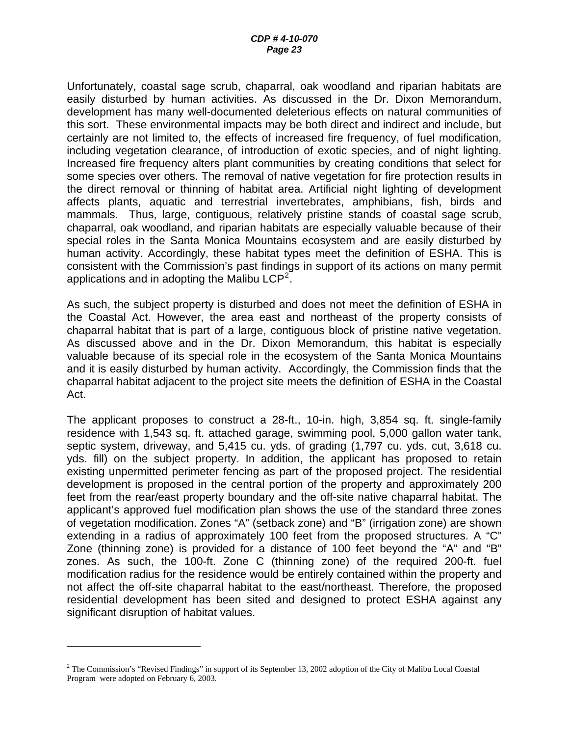Unfortunately, coastal sage scrub, chaparral, oak woodland and riparian habitats are easily disturbed by human activities. As discussed in the Dr. Dixon Memorandum, development has many well-documented deleterious effects on natural communities of this sort. These environmental impacts may be both direct and indirect and include, but certainly are not limited to, the effects of increased fire frequency, of fuel modification, including vegetation clearance, of introduction of exotic species, and of night lighting. Increased fire frequency alters plant communities by creating conditions that select for some species over others. The removal of native vegetation for fire protection results in the direct removal or thinning of habitat area. Artificial night lighting of development affects plants, aquatic and terrestrial invertebrates, amphibians, fish, birds and mammals. Thus, large, contiguous, relatively pristine stands of coastal sage scrub, chaparral, oak woodland, and riparian habitats are especially valuable because of their special roles in the Santa Monica Mountains ecosystem and are easily disturbed by human activity. Accordingly, these habitat types meet the definition of ESHA. This is consistent with the Commission's past findings in support of its actions on many permit applications and in adopting the Malibu LCP[2].

As such, the subject property is disturbed and does not meet the definition of ESHA in the Coastal Act. However, the area east and northeast of the property consists of chaparral habitat that is part of a large, contiguous block of pristine native vegetation. As discussed above and in the Dr. Dixon Memorandum, this habitat is especially valuable because of its special role in the ecosystem of the Santa Monica Mountains and it is easily disturbed by human activity. Accordingly, the Commission finds that the chaparral habitat adjacent to the project site meets the definition of ESHA in the Coastal Act.

The applicant proposes to construct a 28-ft., 10-in. high, 3,854 sq. ft. single-family residence with 1,543 sq. ft. attached garage, swimming pool, 5,000 gallon water tank, septic system, driveway, and 5,415 cu. yds. of grading (1,797 cu. yds. cut, 3,618 cu. yds. fill) on the subject property. In addition, the applicant has proposed to retain existing unpermitted perimeter fencing as part of the proposed project. The residential development is proposed in the central portion of the property and approximately 200 feet from the rear/east property boundary and the off-site native chaparral habitat. The applicant's approved fuel modification plan shows the use of the standard three zones of vegetation modification. Zones "A" (setback zone) and "B" (irrigation zone) are shown extending in a radius of approximately 100 feet from the proposed structures. A "C" Zone (thinning zone) is provided for a distance of 100 feet beyond the "A" and "B" zones. As such, the 100-ft. Zone C (thinning zone) of the required 200-ft. fuel modification radius for the residence would be entirely contained within the property and not affect the off-site chaparral habitat to the east/northeast. Therefore, the proposed residential development has been sited and designed to protect ESHA against any significant disruption of habitat values.

---

[2] The Commission's "Revised Findings" in support of its September 13, 2002 adoption of the City of Malibu Local Coastal Program were adopted on February 6, 2003.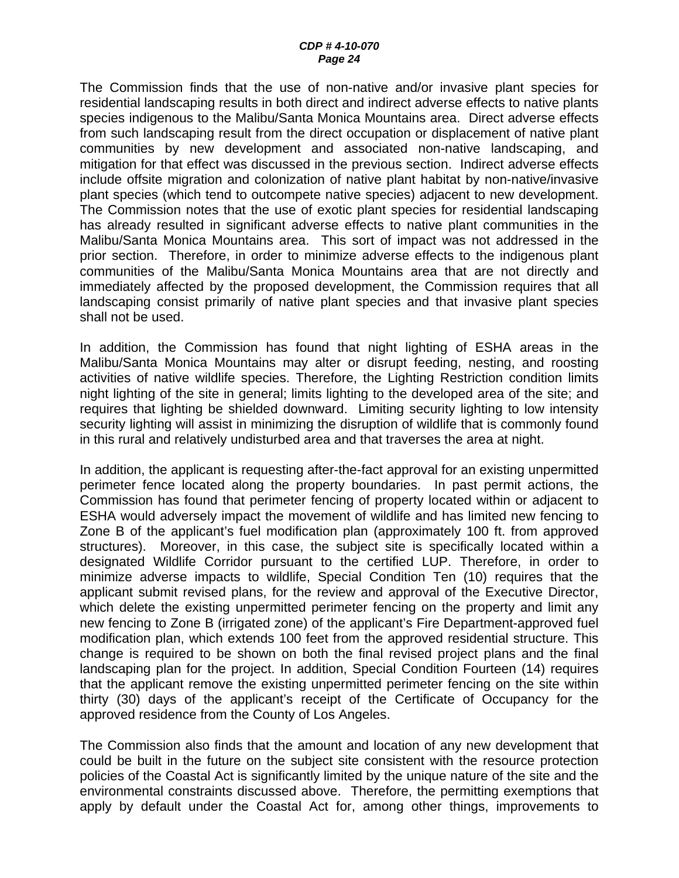The Commission finds that the use of non-native and/or invasive plant species for residential landscaping results in both direct and indirect adverse effects to native plants species indigenous to the Malibu/Santa Monica Mountains area. Direct adverse effects from such landscaping result from the direct occupation or displacement of native plant communities by new development and associated non-native landscaping, and mitigation for that effect was discussed in the previous section. Indirect adverse effects include offsite migration and colonization of native plant habitat by non-native/invasive plant species (which tend to outcompete native species) adjacent to new development. The Commission notes that the use of exotic plant species for residential landscaping has already resulted in significant adverse effects to native plant communities in the Malibu/Santa Monica Mountains area. This sort of impact was not addressed in the prior section. Therefore, in order to minimize adverse effects to the indigenous plant communities of the Malibu/Santa Monica Mountains area that are not directly and immediately affected by the proposed development, the Commission requires that all landscaping consist primarily of native plant species and that invasive plant species shall not be used.

In addition, the Commission has found that night lighting of ESHA areas in the Malibu/Santa Monica Mountains may alter or disrupt feeding, nesting, and roosting activities of native wildlife species. Therefore, the Lighting Restriction condition limits night lighting of the site in general; limits lighting to the developed area of the site; and requires that lighting be shielded downward. Limiting security lighting to low intensity security lighting will assist in minimizing the disruption of wildlife that is commonly found in this rural and relatively undisturbed area and that traverses the area at night.

In addition, the applicant is requesting after-the-fact approval for an existing unpermitted perimeter fence located along the property boundaries. In past permit actions, the Commission has found that perimeter fencing of property located within or adjacent to ESHA would adversely impact the movement of wildlife and has limited new fencing to Zone B of the applicant's fuel modification plan (approximately 100 ft. from approved structures). Moreover, in this case, the subject site is specifically located within a designated Wildlife Corridor pursuant to the certified LUP. Therefore, in order to minimize adverse impacts to wildlife, Special Condition Ten (10) requires that the applicant submit revised plans, for the review and approval of the Executive Director, which delete the existing unpermitted perimeter fencing on the property and limit any new fencing to Zone B (irrigated zone) of the applicant's Fire Department-approved fuel modification plan, which extends 100 feet from the approved residential structure. This change is required to be shown on both the final revised project plans and the final landscaping plan for the project. In addition, Special Condition Fourteen (14) requires that the applicant remove the existing unpermitted perimeter fencing on the site within thirty (30) days of the applicant's receipt of the Certificate of Occupancy for the approved residence from the County of Los Angeles.

The Commission also finds that the amount and location of any new development that could be built in the future on the subject site consistent with the resource protection policies of the Coastal Act is significantly limited by the unique nature of the site and the environmental constraints discussed above. Therefore, the permitting exemptions that apply by default under the Coastal Act for, among other things, improvements to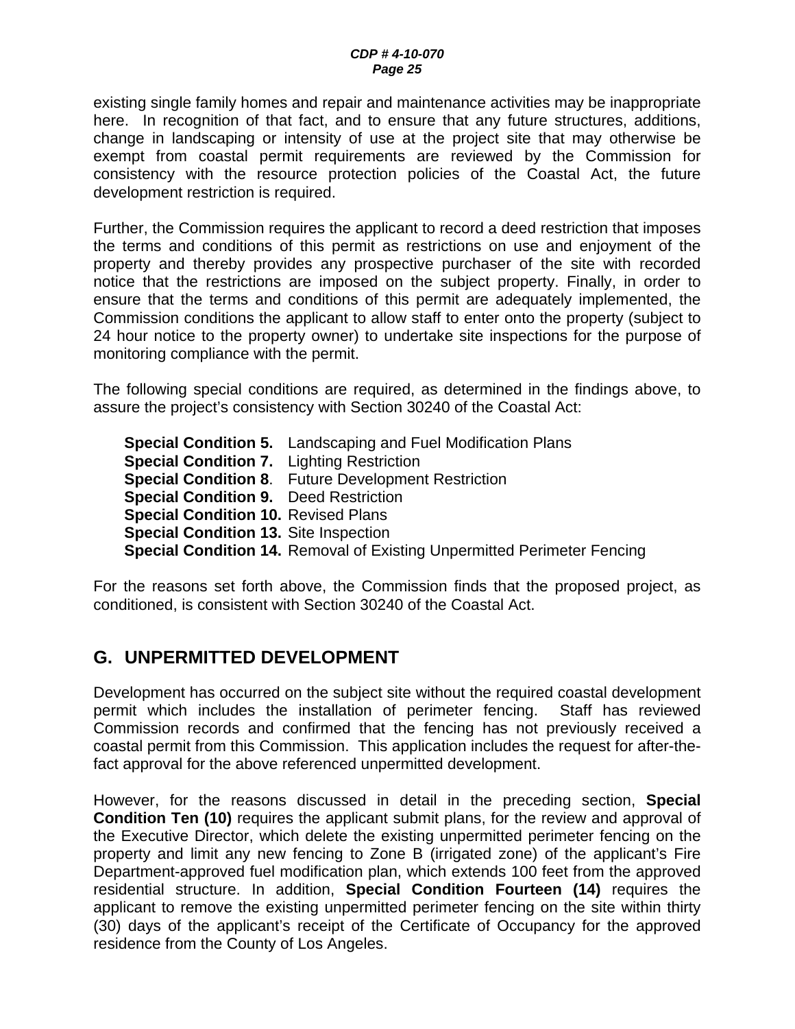existing single family homes and repair and maintenance activities may be inappropriate here. In recognition of that fact, and to ensure that any future structures, additions, change in landscaping or intensity of use at the project site that may otherwise be exempt from coastal permit requirements are reviewed by the Commission for consistency with the resource protection policies of the Coastal Act, the future development restriction is required.

Further, the Commission requires the applicant to record a deed restriction that imposes the terms and conditions of this permit as restrictions on use and enjoyment of the property and thereby provides any prospective purchaser of the site with recorded notice that the restrictions are imposed on the subject property. Finally, in order to ensure that the terms and conditions of this permit are adequately implemented, the Commission conditions the applicant to allow staff to enter onto the property (subject to 24 hour notice to the property owner) to undertake site inspections for the purpose of monitoring compliance with the permit.

The following special conditions are required, as determined in the findings above, to assure the project's consistency with Section 30240 of the Coastal Act:

**Special Condition 5.** Landscaping and Fuel Modification Plans
**Special Condition 7.** Lighting Restriction
**Special Condition 8**. Future Development Restriction
**Special Condition 9.** Deed Restriction
**Special Condition 10.** Revised Plans
**Special Condition 13.** Site Inspection
**Special Condition 14.** Removal of Existing Unpermitted Perimeter Fencing

For the reasons set forth above, the Commission finds that the proposed project, as conditioned, is consistent with Section 30240 of the Coastal Act.

## G. UNPERMITTED DEVELOPMENT

Development has occurred on the subject site without the required coastal development permit which includes the installation of perimeter fencing. Staff has reviewed Commission records and confirmed that the fencing has not previously received a coastal permit from this Commission. This application includes the request for after-the-fact approval for the above referenced unpermitted development.

However, for the reasons discussed in detail in the preceding section, **Special Condition Ten (10)** requires the applicant submit plans, for the review and approval of the Executive Director, which delete the existing unpermitted perimeter fencing on the property and limit any new fencing to Zone B (irrigated zone) of the applicant's Fire Department-approved fuel modification plan, which extends 100 feet from the approved residential structure. In addition, **Special Condition Fourteen (14)** requires the applicant to remove the existing unpermitted perimeter fencing on the site within thirty (30) days of the applicant's receipt of the Certificate of Occupancy for the approved residence from the County of Los Angeles.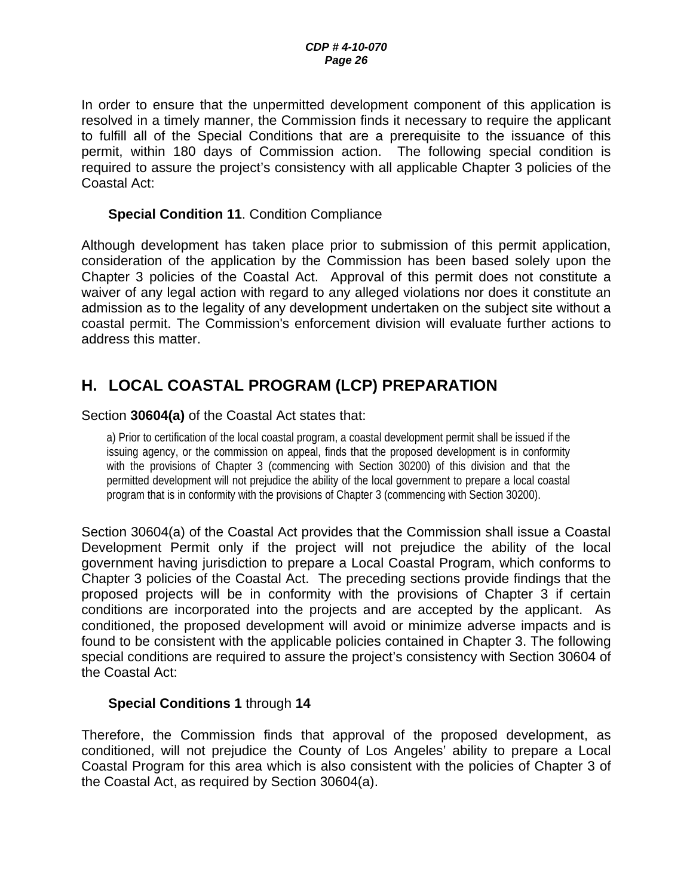In order to ensure that the unpermitted development component of this application is resolved in a timely manner, the Commission finds it necessary to require the applicant to fulfill all of the Special Conditions that are a prerequisite to the issuance of this permit, within 180 days of Commission action. The following special condition is required to assure the project's consistency with all applicable Chapter 3 policies of the Coastal Act:

**Special Condition 11**. Condition Compliance

Although development has taken place prior to submission of this permit application, consideration of the application by the Commission has been based solely upon the Chapter 3 policies of the Coastal Act. Approval of this permit does not constitute a waiver of any legal action with regard to any alleged violations nor does it constitute an admission as to the legality of any development undertaken on the subject site without a coastal permit. The Commission's enforcement division will evaluate further actions to address this matter.

## H. LOCAL COASTAL PROGRAM (LCP) PREPARATION

Section **30604(a)** of the Coastal Act states that:

> a) Prior to certification of the local coastal program, a coastal development permit shall be issued if the issuing agency, or the commission on appeal, finds that the proposed development is in conformity with the provisions of Chapter 3 (commencing with Section 30200) of this division and that the permitted development will not prejudice the ability of the local government to prepare a local coastal program that is in conformity with the provisions of Chapter 3 (commencing with Section 30200).

Section 30604(a) of the Coastal Act provides that the Commission shall issue a Coastal Development Permit only if the project will not prejudice the ability of the local government having jurisdiction to prepare a Local Coastal Program, which conforms to Chapter 3 policies of the Coastal Act. The preceding sections provide findings that the proposed projects will be in conformity with the provisions of Chapter 3 if certain conditions are incorporated into the projects and are accepted by the applicant. As conditioned, the proposed development will avoid or minimize adverse impacts and is found to be consistent with the applicable policies contained in Chapter 3. The following special conditions are required to assure the project's consistency with Section 30604 of the Coastal Act:

**Special Conditions 1** through **14**

Therefore, the Commission finds that approval of the proposed development, as conditioned, will not prejudice the County of Los Angeles' ability to prepare a Local Coastal Program for this area which is also consistent with the policies of Chapter 3 of the Coastal Act, as required by Section 30604(a).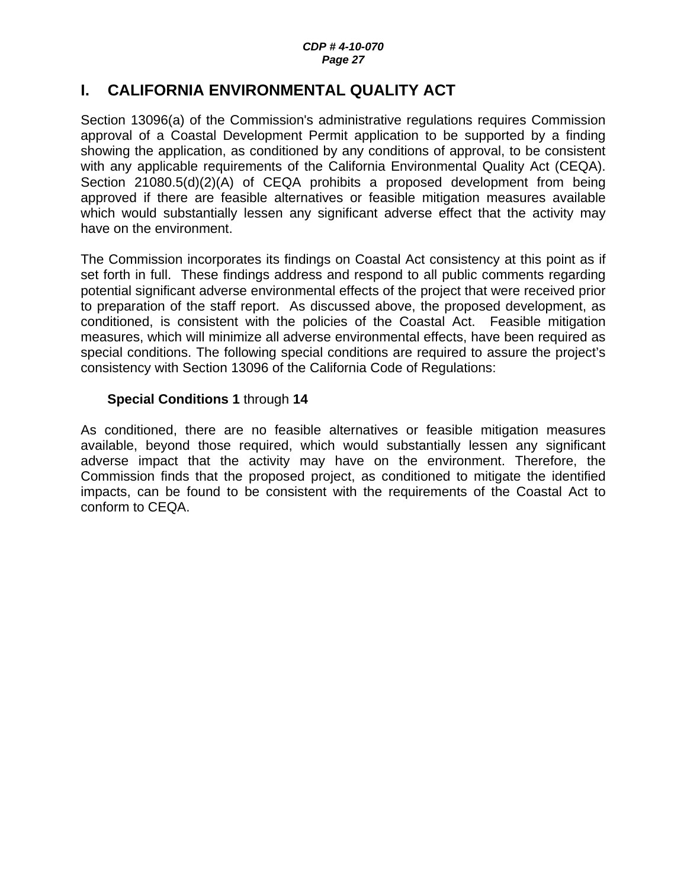## I. CALIFORNIA ENVIRONMENTAL QUALITY ACT

Section 13096(a) of the Commission's administrative regulations requires Commission approval of a Coastal Development Permit application to be supported by a finding showing the application, as conditioned by any conditions of approval, to be consistent with any applicable requirements of the California Environmental Quality Act (CEQA). Section 21080.5(d)(2)(A) of CEQA prohibits a proposed development from being approved if there are feasible alternatives or feasible mitigation measures available which would substantially lessen any significant adverse effect that the activity may have on the environment.

The Commission incorporates its findings on Coastal Act consistency at this point as if set forth in full. These findings address and respond to all public comments regarding potential significant adverse environmental effects of the project that were received prior to preparation of the staff report. As discussed above, the proposed development, as conditioned, is consistent with the policies of the Coastal Act. Feasible mitigation measures, which will minimize all adverse environmental effects, have been required as special conditions. The following special conditions are required to assure the project's consistency with Section 13096 of the California Code of Regulations:

**Special Conditions 1** through **14**

As conditioned, there are no feasible alternatives or feasible mitigation measures available, beyond those required, which would substantially lessen any significant adverse impact that the activity may have on the environment. Therefore, the Commission finds that the proposed project, as conditioned to mitigate the identified impacts, can be found to be consistent with the requirements of the Coastal Act to conform to CEQA.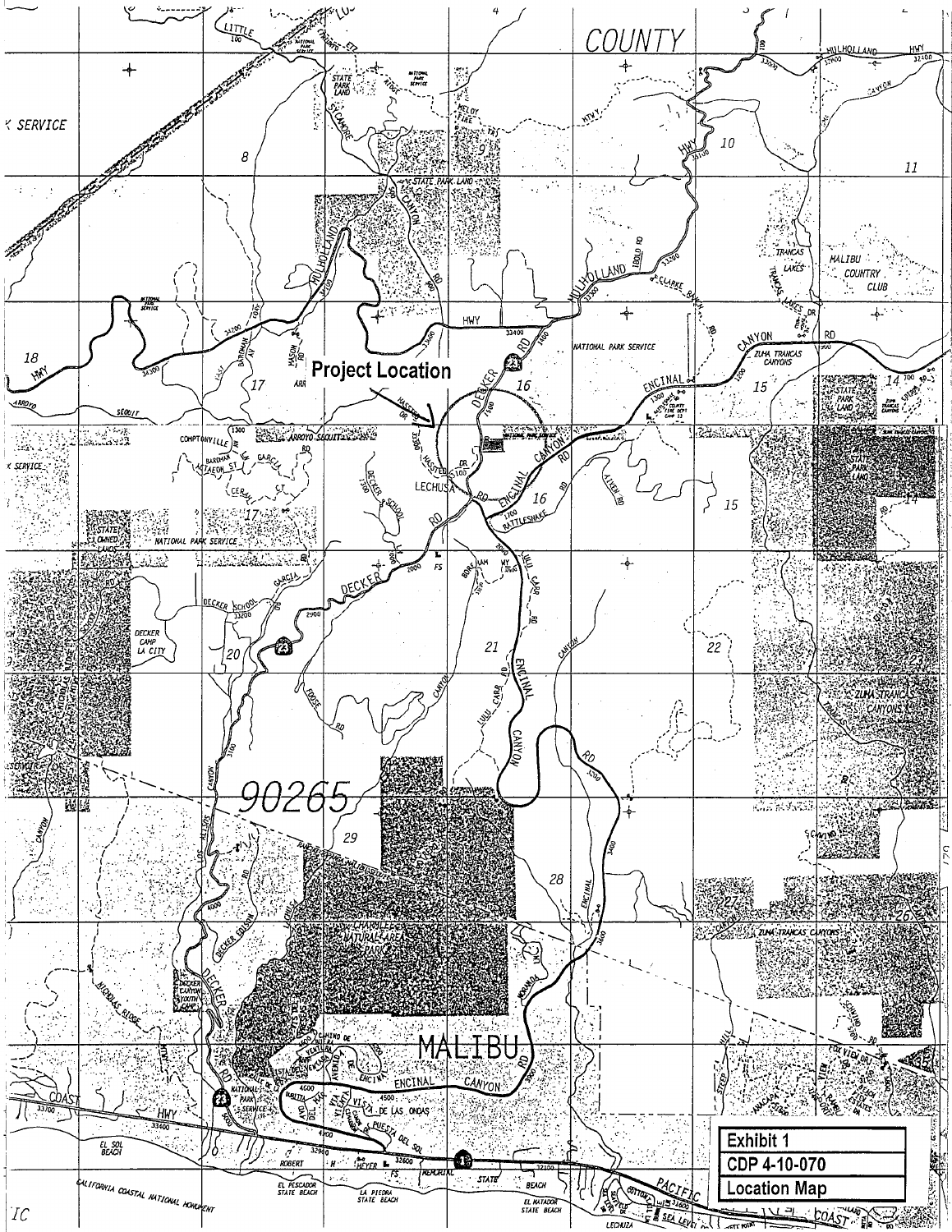Exhibit 1

CDP 4-10-070

Location Map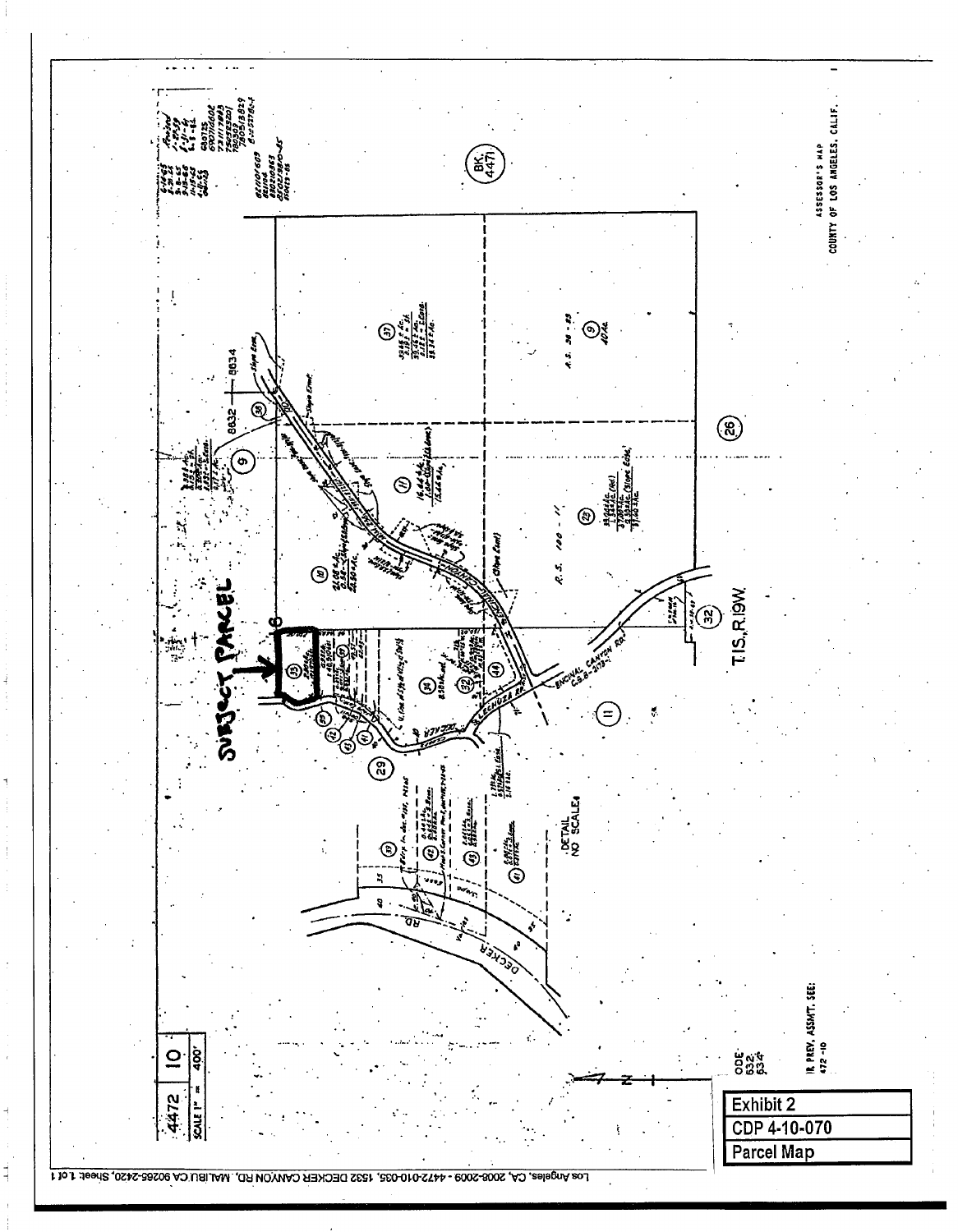SUBJECT PARCEL

T.1S., R.19W.

ASSESSOR'S MAP
COUNTY OF LOS ANGELES, CALIF.

BK. 4471

4472 | 10

SCALE 1" = 400'

DETAIL
NO SCALE

DECKER RD

ENCINAL CANYON RD

FOR PREV. ASSM'T. SEE:
4472-10

CODE
632
634

| Exhibit 2 |
| --- |
| CDP 4-10-070 |
| Parcel Map |

Los Angeles, CA, 2008-2009 - 4472-010-035, 1532 DECKER CANYON RD, MALIBU CA 90265-2420, Sheet: 1 of 1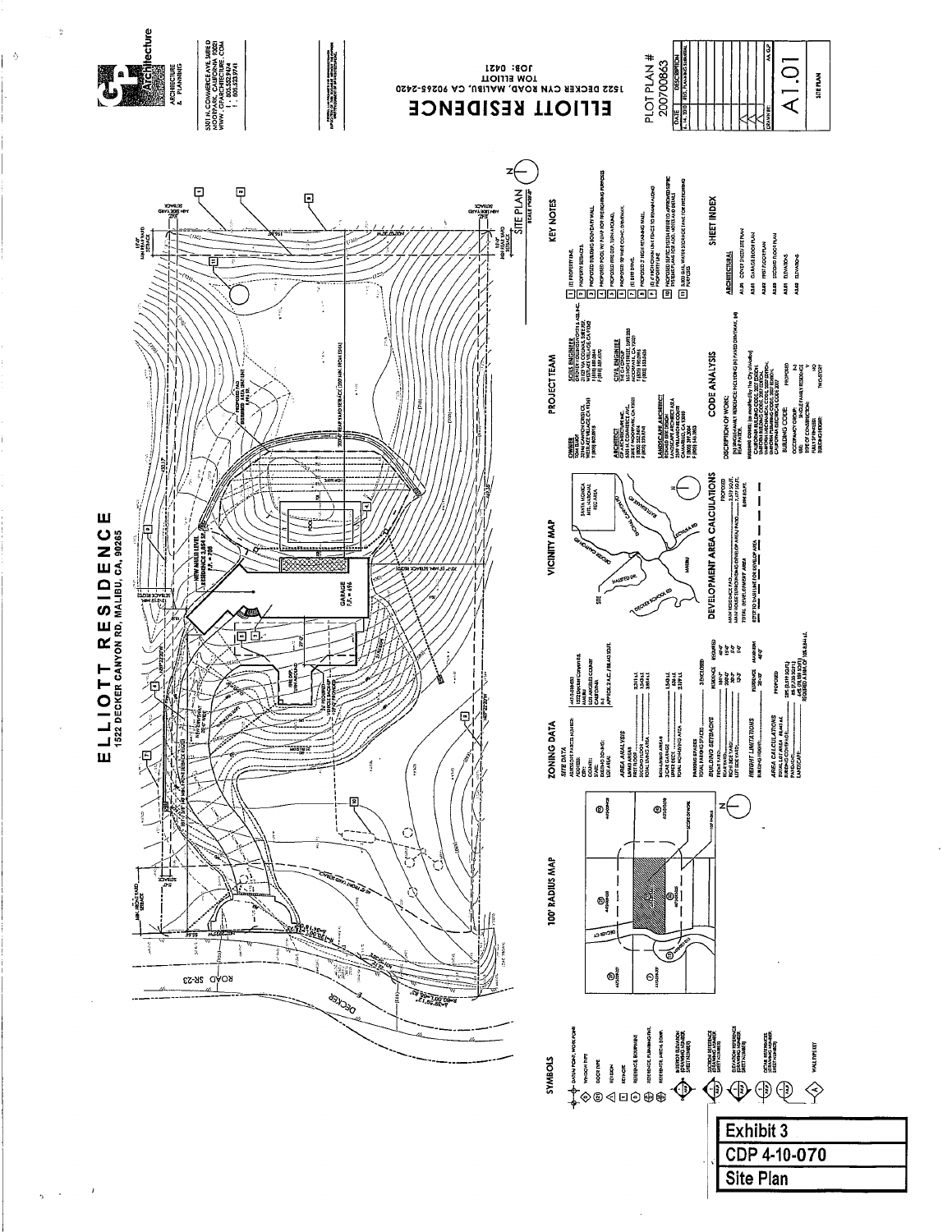# ELLIOTT RESIDENCE

1522 DECKER CANYON RD, MALIBU, CA, 90265

**ELLIOTT RESIDENCE**
1522 DECKER CYN ROAD, MALIBU, CA 90265-2420
TOM ELLIOTT
JOB: 0421

G P Architecture
ARCHITECTURE & PLANNING
5301 N. COMMERCE AVE, SUITE D
MOORPARK, CALIFORNIA 93021
WWW.GPARCHITECTURE.COM

PLOT PLAN # 200700863

SITE PLAN

A1.01

## KEY NOTES

## PROJECT TEAM

## CODE ANALYSIS

## SHEET INDEX

## VICINITY MAP

## DEVELOPMENT AREA CALCULATIONS

## ZONING DATA

## 100' RADIUS MAP

## SYMBOLS

SITE PLAN

DECKER ROAD SR-23

GARAGE

POOL

Exhibit 3
CDP 4-10-070
Site Plan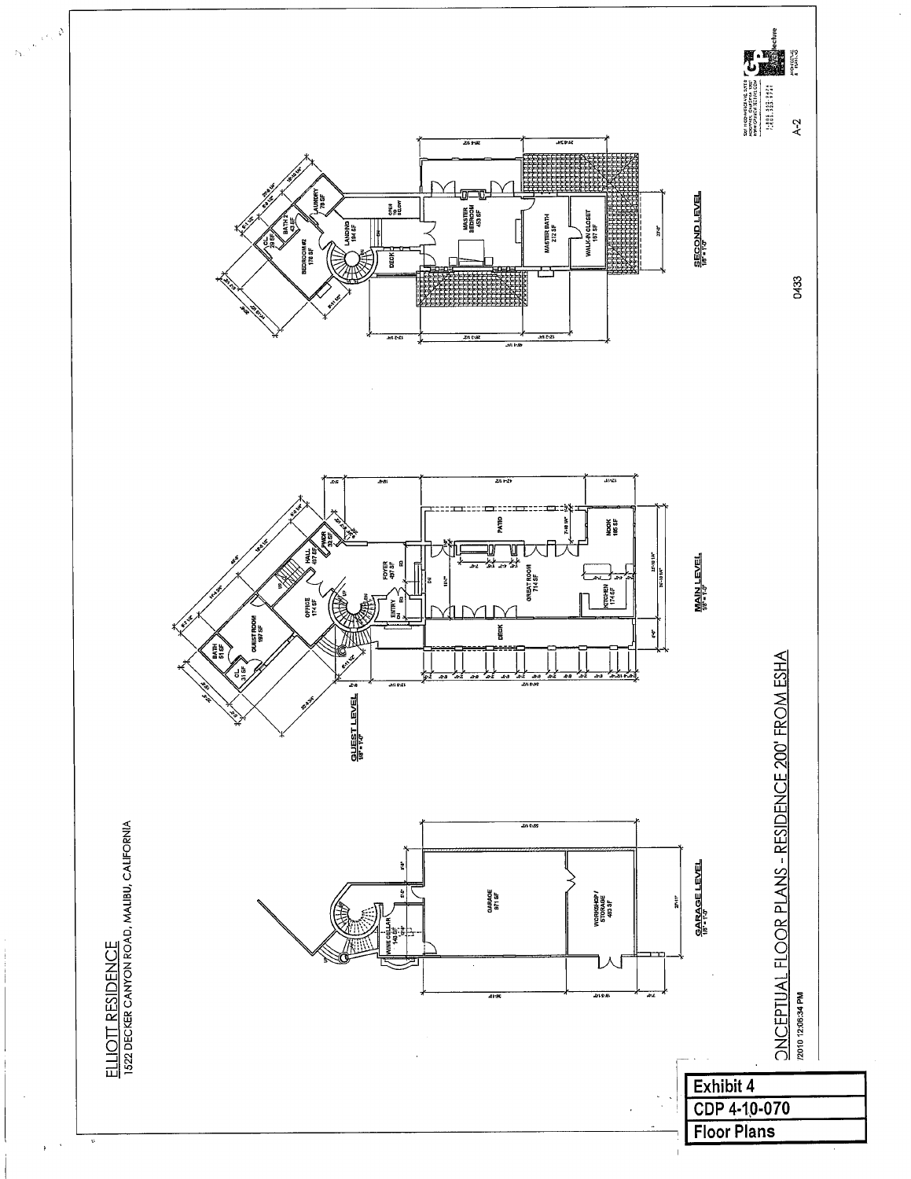# ELLIOTT RESIDENCE

1522 DECKER CANYON ROAD, MALIBU, CALIFORNIA

GARAGE LEVEL
1/8" = 1'-0"

WINE CELLAR 140 SF

GARAGE 971 SF

WORKSHOP / STORAGE 403 SF

GUEST LEVEL
1/8" = 1'-0"

BATH 51 SF

CL 31 SF

GUEST ROOM 197 SF

OFFICE 174 SF

HALL 107 SF

PWDR 32 SF

FOYER 187 SF

ENTRY

MAIN LEVEL
1/8" = 1'-0"

DECK

GREAT ROOM 714 SF

PATIO

KITCHEN 174 SF

NOOK 165 SF

SECOND LEVEL
1/8" = 1'-0"

BEDROOM #2 176 SF

CL 29 SF

BATH 2 43 SF

LAUNDRY 78 SF

LANDING 164 SF

DECK

OPEN TO BELOW

MASTER BEDROOM 453 SF

MASTER BATH 212 SF

WALK-IN CLOSET 167 SF

CONCEPTUAL FLOOR PLANS - RESIDENCE 200' FROM ESHA

/2010 12:06:34 PM

0433

A-2

| Exhibit 4 |
| --- |
| CDP 4-10-070 |
| Floor Plans |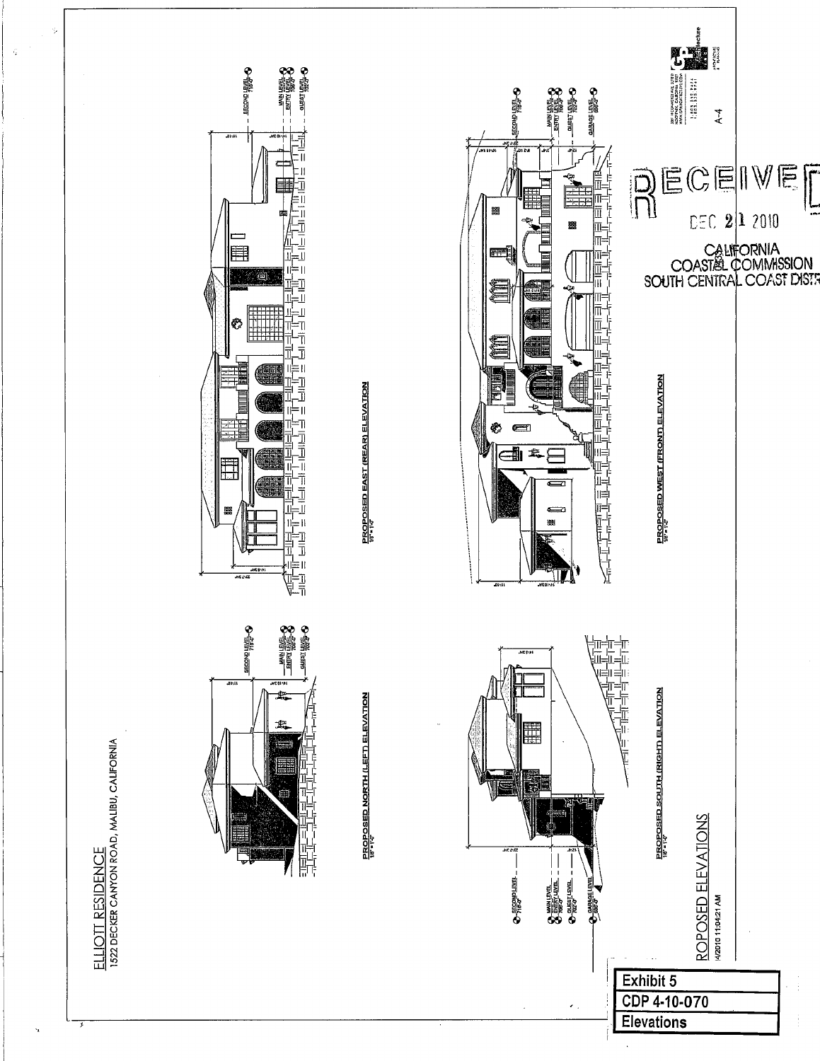# ELLIOTT RESIDENCE

1522 DECKER CANYON ROAD, MALIBU, CALIFORNIA

PROPOSED EAST (REAR) ELEVATION
1/8" = 1'-0"

SECOND LEVEL 715'-0"
MAIN LEVEL
ENTRY LEVEL 705'-0"
GUEST LEVEL 702'-0"

PROPOSED NORTH (LEFT) ELEVATION
1/8" = 1'-0"

SECOND LEVEL 715'-0"
MAIN LEVEL
ENTRY LEVEL 705'-0"
GUEST LEVEL 702'-0"

PROPOSED WEST (FRONT) ELEVATION
1/8" = 1'-0"

SECOND LEVEL 715'-0"
MAIN LEVEL
ENTRY LEVEL 705'-0"
GUEST LEVEL 702'-0"
GARAGE LEVEL 688'-0"

PROPOSED SOUTH (RIGHT) ELEVATION
1/8" = 1'-0"

SECOND LEVEL 715'-0"
MAIN LEVEL
ENTRY LEVEL 705'-0"
GUEST LEVEL 702'-0"
GARAGE LEVEL 688'-0"

ROPOSED ELEVATIONS

/4/2010 11:04:21 AM

A-4

RECEIVED
DEC 21 2010
CALIFORNIA
COASTAL COMMISSION
SOUTH CENTRAL COAST DISTRICT

| Exhibit 5 |
| --- |
| CDP 4-10-070 |
| Elevations |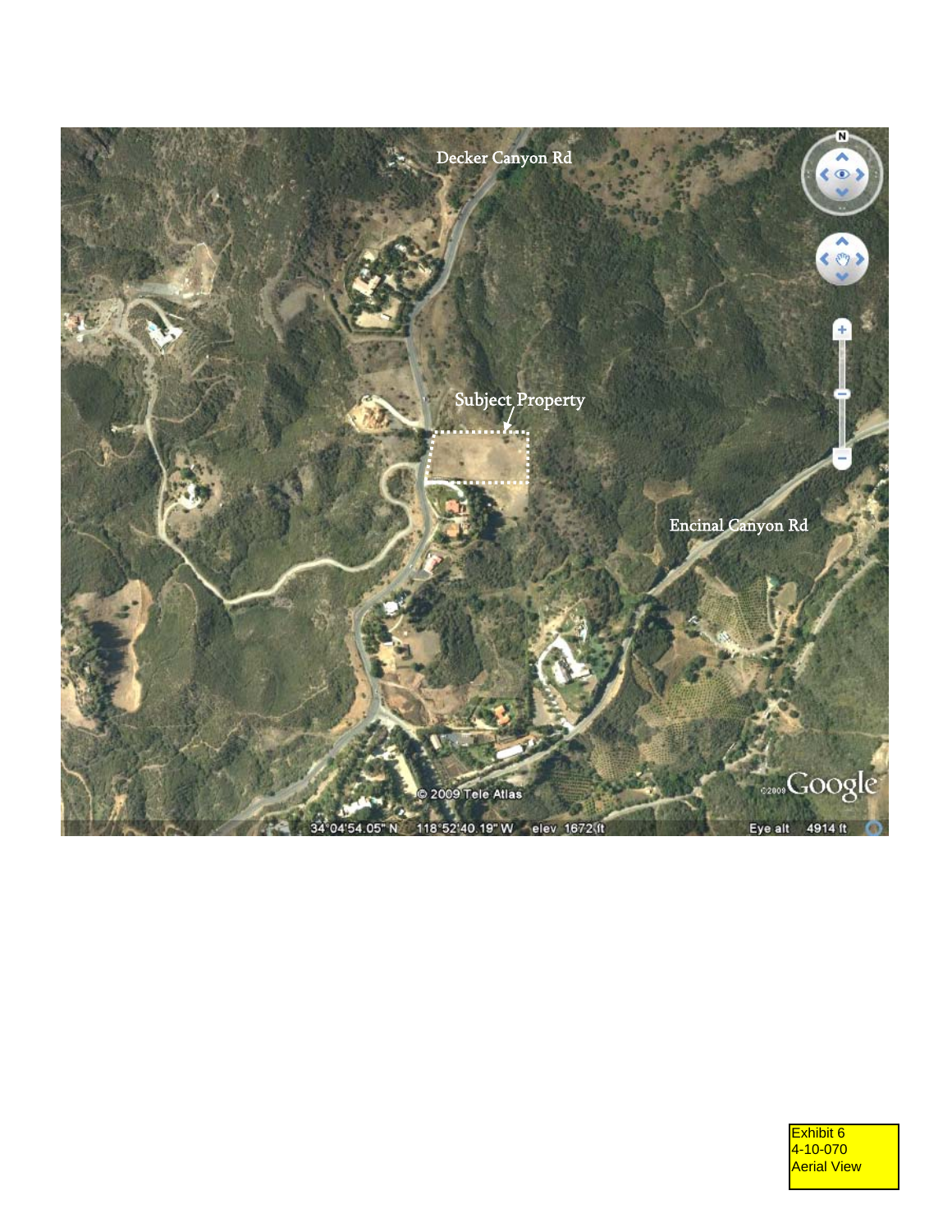Decker Canyon Rd

Subject Property

Encinal Canyon Rd

© 2009 Tele Atlas

34°04'54.05" N 118°52'40.19" W elev 1672 ft

Eye alt 4914 ft

©2009 Google

Exhibit 6
4-10-070
Aerial View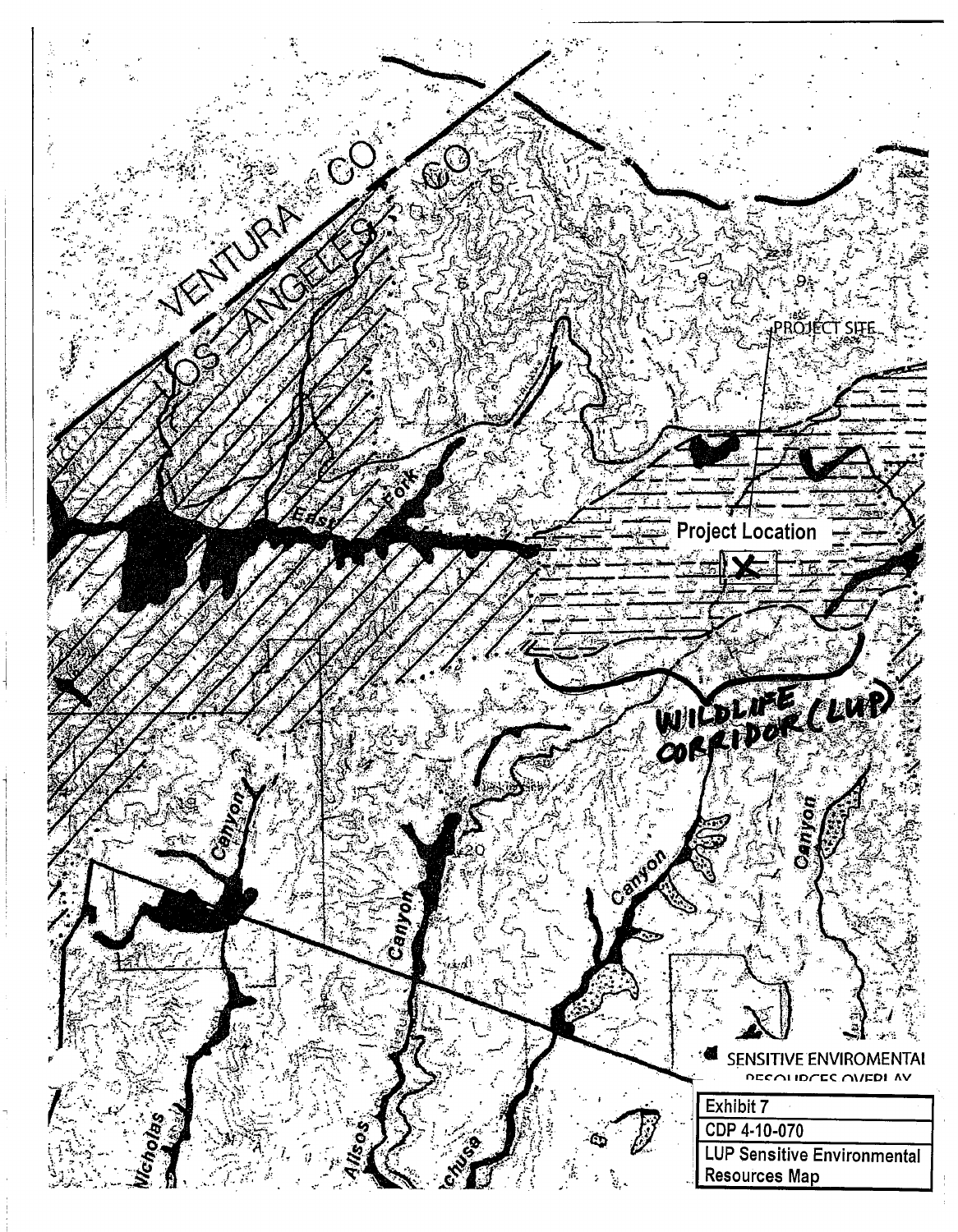VENTURA CO

LOS ANGELES CO

PROJECT SITE

Project Location

East Fork

WILDLIFE CORRIDOR (LUP)

Canyon

Canyon

Canyon

Canyon

Nicholas

Allisos

chusa

SENSITIVE ENVIROMENTAL RESOURCES OVERLAY

| |
|---|
| Exhibit 7 |
| CDP 4-10-070 |
| LUP Sensitive Environmental Resources Map |